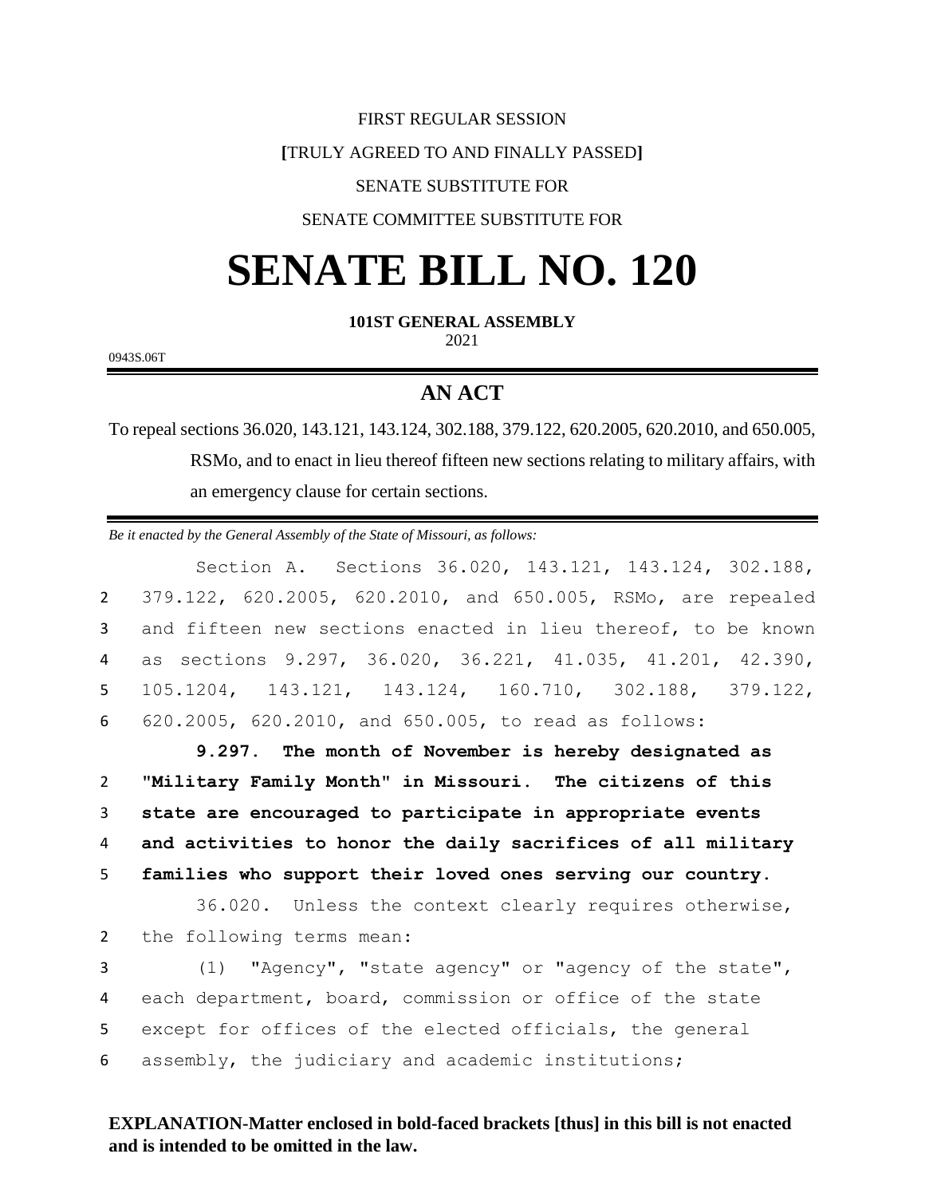FIRST REGULAR SESSION

[TRULY AGREED TO AND FINALLY PASSED]

SENATE SUBSTITUTE FOR

SENATE COMMITTEE SUBSTITUTE FOR

# SENATE BILL NO. 120

**101ST GENERAL ASSEMBLY**

2021

0943S.06T

## AN ACT

To repeal sections 36.020, 143.121, 143.124, 302.188, 379.122, 620.2005, 620.2010, and 650.005, RSMo, and to enact in lieu thereof fifteen new sections relating to military affairs, with an emergency clause for certain sections.

*Be it enacted by the General Assembly of the State of Missouri, as follows:*

Section A. Sections 36.020, 143.121, 143.124, 302.188, 379.122, 620.2005, 620.2010, and 650.005, RSMo, are repealed and fifteen new sections enacted in lieu thereof, to be known as sections 9.297, 36.020, 36.221, 41.035, 41.201, 42.390, 105.1204, 143.121, 143.124, 160.710, 302.188, 379.122, 620.2005, 620.2010, and 650.005, to read as follows:

**9.297. The month of November is hereby designated as "Military Family Month" in Missouri. The citizens of this state are encouraged to participate in appropriate events and activities to honor the daily sacrifices of all military families who support their loved ones serving our country.**

36.020. Unless the context clearly requires otherwise, the following terms mean:

(1) "Agency", "state agency" or "agency of the state", each department, board, commission or office of the state except for offices of the elected officials, the general assembly, the judiciary and academic institutions;

**EXPLANATION-Matter enclosed in bold-faced brackets [thus] in this bill is not enacted and is intended to be omitted in the law.**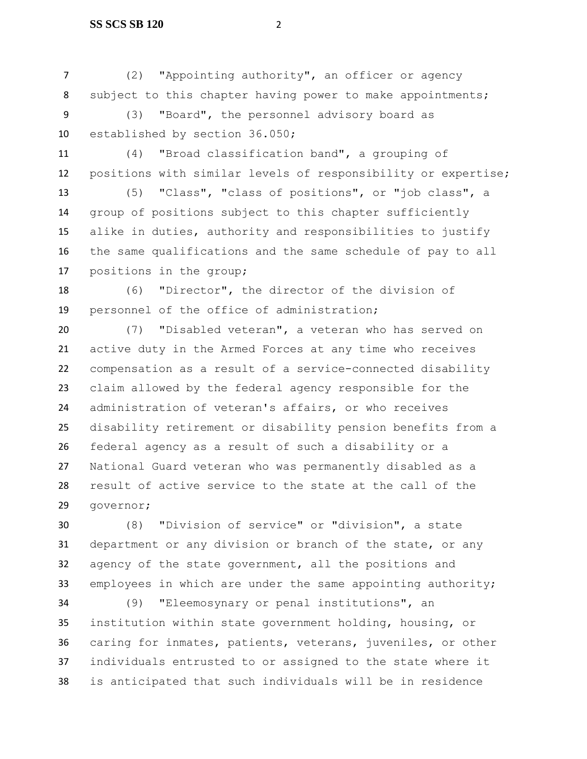(2) "Appointing authority", an officer or agency subject to this chapter having power to make appointments;

(3) "Board", the personnel advisory board as established by section 36.050;

(4) "Broad classification band", a grouping of positions with similar levels of responsibility or expertise;

(5) "Class", "class of positions", or "job class", a group of positions subject to this chapter sufficiently alike in duties, authority and responsibilities to justify the same qualifications and the same schedule of pay to all positions in the group;

(6) "Director", the director of the division of personnel of the office of administration;

(7) "Disabled veteran", a veteran who has served on active duty in the Armed Forces at any time who receives compensation as a result of a service-connected disability claim allowed by the federal agency responsible for the administration of veteran's affairs, or who receives disability retirement or disability pension benefits from a federal agency as a result of such a disability or a National Guard veteran who was permanently disabled as a result of active service to the state at the call of the governor;

(8) "Division of service" or "division", a state department or any division or branch of the state, or any agency of the state government, all the positions and employees in which are under the same appointing authority;

(9) "Eleemosynary or penal institutions", an institution within state government holding, housing, or caring for inmates, patients, veterans, juveniles, or other individuals entrusted to or assigned to the state where it is anticipated that such individuals will be in residence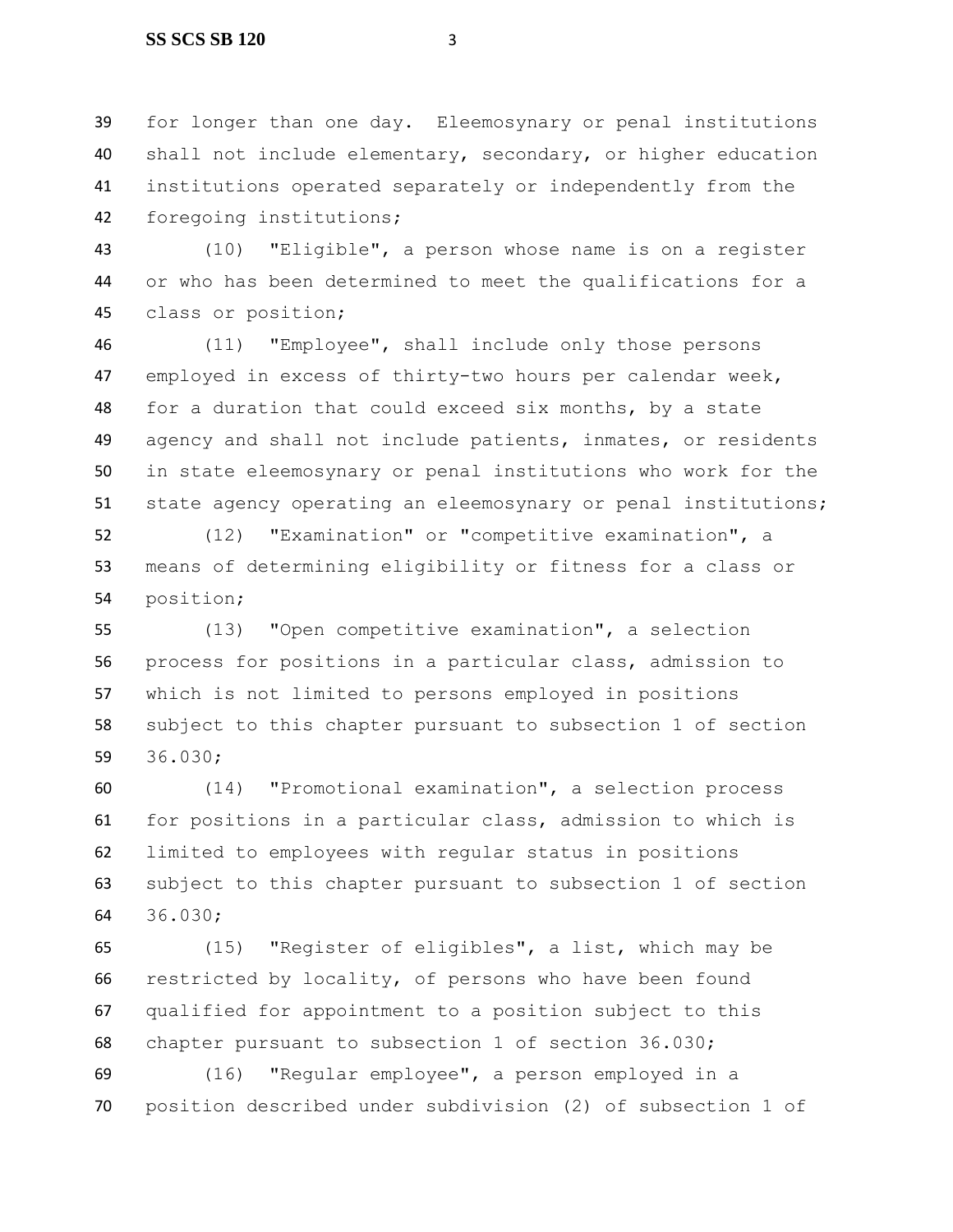for longer than one day. Eleemosynary or penal institutions shall not include elementary, secondary, or higher education institutions operated separately or independently from the foregoing institutions;

(10) "Eligible", a person whose name is on a register or who has been determined to meet the qualifications for a class or position;

(11) "Employee", shall include only those persons employed in excess of thirty-two hours per calendar week, for a duration that could exceed six months, by a state agency and shall not include patients, inmates, or residents in state eleemosynary or penal institutions who work for the state agency operating an eleemosynary or penal institutions;

(12) "Examination" or "competitive examination", a means of determining eligibility or fitness for a class or position;

(13) "Open competitive examination", a selection process for positions in a particular class, admission to which is not limited to persons employed in positions subject to this chapter pursuant to subsection 1 of section 36.030;

(14) "Promotional examination", a selection process for positions in a particular class, admission to which is limited to employees with regular status in positions subject to this chapter pursuant to subsection 1 of section 36.030;

(15) "Register of eligibles", a list, which may be restricted by locality, of persons who have been found qualified for appointment to a position subject to this chapter pursuant to subsection 1 of section 36.030;

(16) "Regular employee", a person employed in a position described under subdivision (2) of subsection 1 of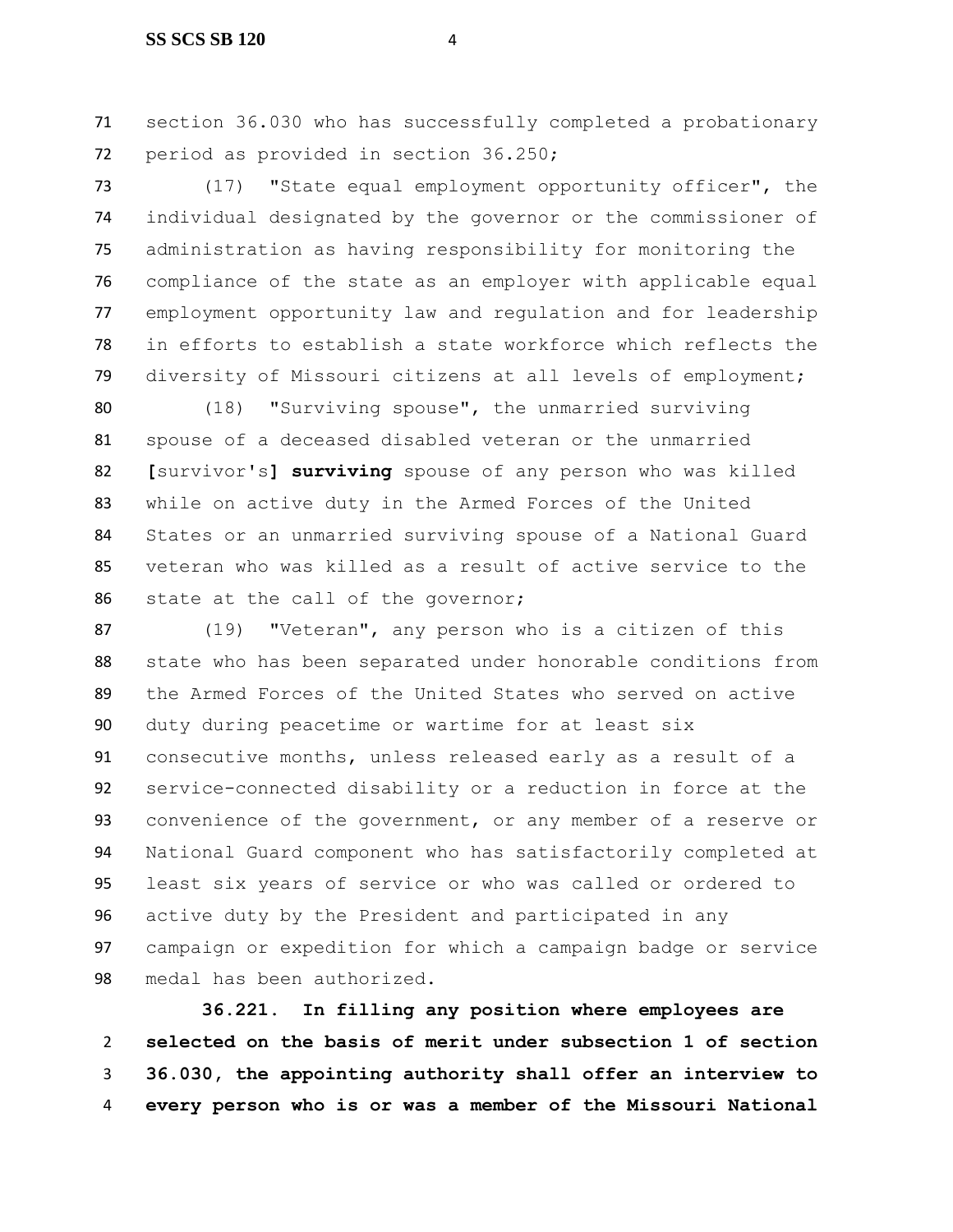section 36.030 who has successfully completed a probationary period as provided in section 36.250;

(17) "State equal employment opportunity officer", the individual designated by the governor or the commissioner of administration as having responsibility for monitoring the compliance of the state as an employer with applicable equal employment opportunity law and regulation and for leadership in efforts to establish a state workforce which reflects the diversity of Missouri citizens at all levels of employment;

(18) "Surviving spouse", the unmarried surviving spouse of a deceased disabled veteran or the unmarried [survivor's] **surviving** spouse of any person who was killed while on active duty in the Armed Forces of the United States or an unmarried surviving spouse of a National Guard veteran who was killed as a result of active service to the state at the call of the governor;

(19) "Veteran", any person who is a citizen of this state who has been separated under honorable conditions from the Armed Forces of the United States who served on active duty during peacetime or wartime for at least six consecutive months, unless released early as a result of a service-connected disability or a reduction in force at the convenience of the government, or any member of a reserve or National Guard component who has satisfactorily completed at least six years of service or who was called or ordered to active duty by the President and participated in any campaign or expedition for which a campaign badge or service medal has been authorized.

**36.221. In filling any position where employees are selected on the basis of merit under subsection 1 of section 36.030, the appointing authority shall offer an interview to every person who is or was a member of the Missouri National**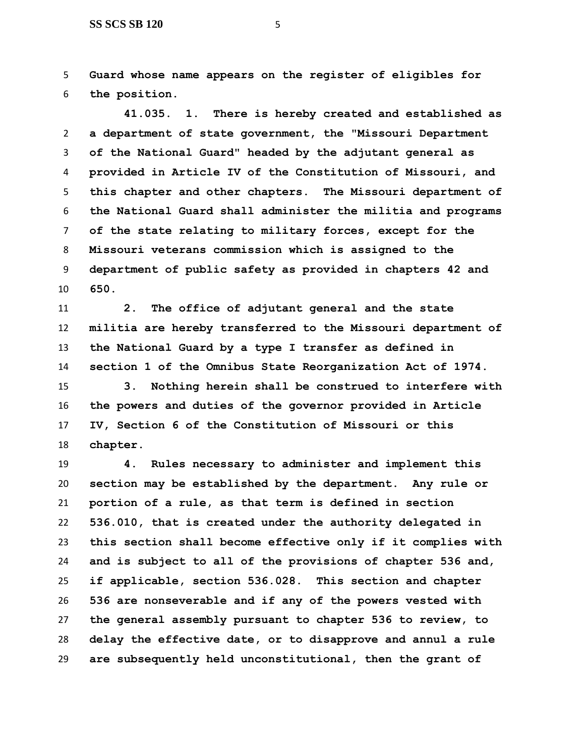**Guard whose name appears on the register of eligibles for the position.**

**41.035. 1. There is hereby created and established as a department of state government, the "Missouri Department of the National Guard" headed by the adjutant general as provided in Article IV of the Constitution of Missouri, and this chapter and other chapters. The Missouri department of the National Guard shall administer the militia and programs of the state relating to military forces, except for the Missouri veterans commission which is assigned to the department of public safety as provided in chapters 42 and 650.**

**2. The office of adjutant general and the state militia are hereby transferred to the Missouri department of the National Guard by a type I transfer as defined in section 1 of the Omnibus State Reorganization Act of 1974.**

**3. Nothing herein shall be construed to interfere with the powers and duties of the governor provided in Article IV, Section 6 of the Constitution of Missouri or this chapter.**

**4. Rules necessary to administer and implement this section may be established by the department. Any rule or portion of a rule, as that term is defined in section 536.010, that is created under the authority delegated in this section shall become effective only if it complies with and is subject to all of the provisions of chapter 536 and, if applicable, section 536.028. This section and chapter 536 are nonseverable and if any of the powers vested with the general assembly pursuant to chapter 536 to review, to delay the effective date, or to disapprove and annul a rule are subsequently held unconstitutional, then the grant of**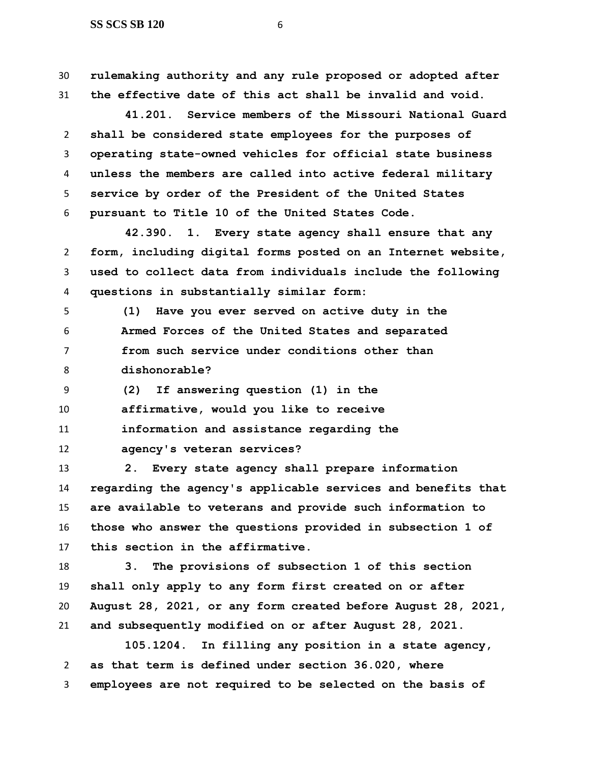**rulemaking authority and any rule proposed or adopted after the effective date of this act shall be invalid and void.**

**41.201. Service members of the Missouri National Guard shall be considered state employees for the purposes of operating state-owned vehicles for official state business unless the members are called into active federal military service by order of the President of the United States pursuant to Title 10 of the United States Code.**

**42.390. 1. Every state agency shall ensure that any form, including digital forms posted on an Internet website, used to collect data from individuals include the following questions in substantially similar form:**

**(1) Have you ever served on active duty in the Armed Forces of the United States and separated from such service under conditions other than dishonorable?**

**(2) If answering question (1) in the affirmative, would you like to receive information and assistance regarding the agency's veteran services?**

**2. Every state agency shall prepare information regarding the agency's applicable services and benefits that are available to veterans and provide such information to those who answer the questions provided in subsection 1 of this section in the affirmative.**

**3. The provisions of subsection 1 of this section shall only apply to any form first created on or after August 28, 2021, or any form created before August 28, 2021, and subsequently modified on or after August 28, 2021.**

**105.1204. In filling any position in a state agency, as that term is defined under section 36.020, where employees are not required to be selected on the basis of**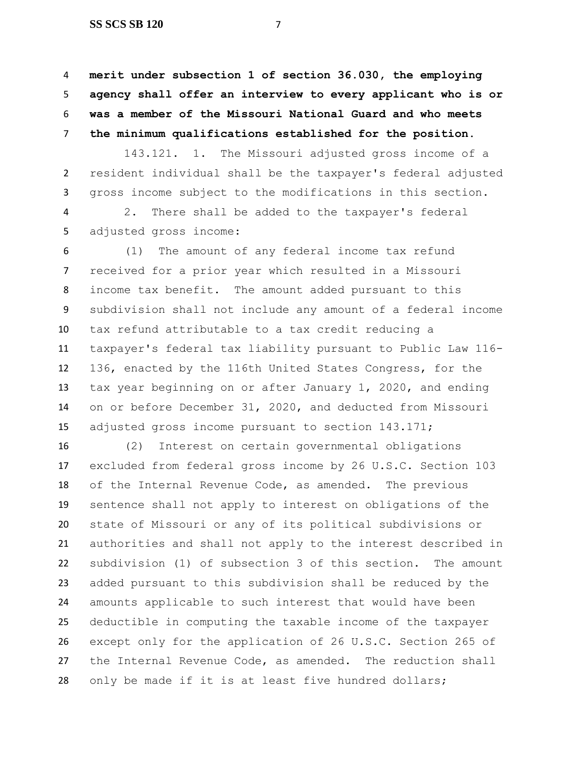**merit under subsection 1 of section 36.030, the employing agency shall offer an interview to every applicant who is or was a member of the Missouri National Guard and who meets the minimum qualifications established for the position.**

143.121. 1. The Missouri adjusted gross income of a resident individual shall be the taxpayer's federal adjusted gross income subject to the modifications in this section.

2. There shall be added to the taxpayer's federal adjusted gross income:

(1) The amount of any federal income tax refund received for a prior year which resulted in a Missouri income tax benefit. The amount added pursuant to this subdivision shall not include any amount of a federal income tax refund attributable to a tax credit reducing a taxpayer's federal tax liability pursuant to Public Law 116-136, enacted by the 116th United States Congress, for the tax year beginning on or after January 1, 2020, and ending on or before December 31, 2020, and deducted from Missouri adjusted gross income pursuant to section 143.171;

(2) Interest on certain governmental obligations excluded from federal gross income by 26 U.S.C. Section 103 of the Internal Revenue Code, as amended. The previous sentence shall not apply to interest on obligations of the state of Missouri or any of its political subdivisions or authorities and shall not apply to the interest described in subdivision (1) of subsection 3 of this section. The amount added pursuant to this subdivision shall be reduced by the amounts applicable to such interest that would have been deductible in computing the taxable income of the taxpayer except only for the application of 26 U.S.C. Section 265 of the Internal Revenue Code, as amended. The reduction shall only be made if it is at least five hundred dollars;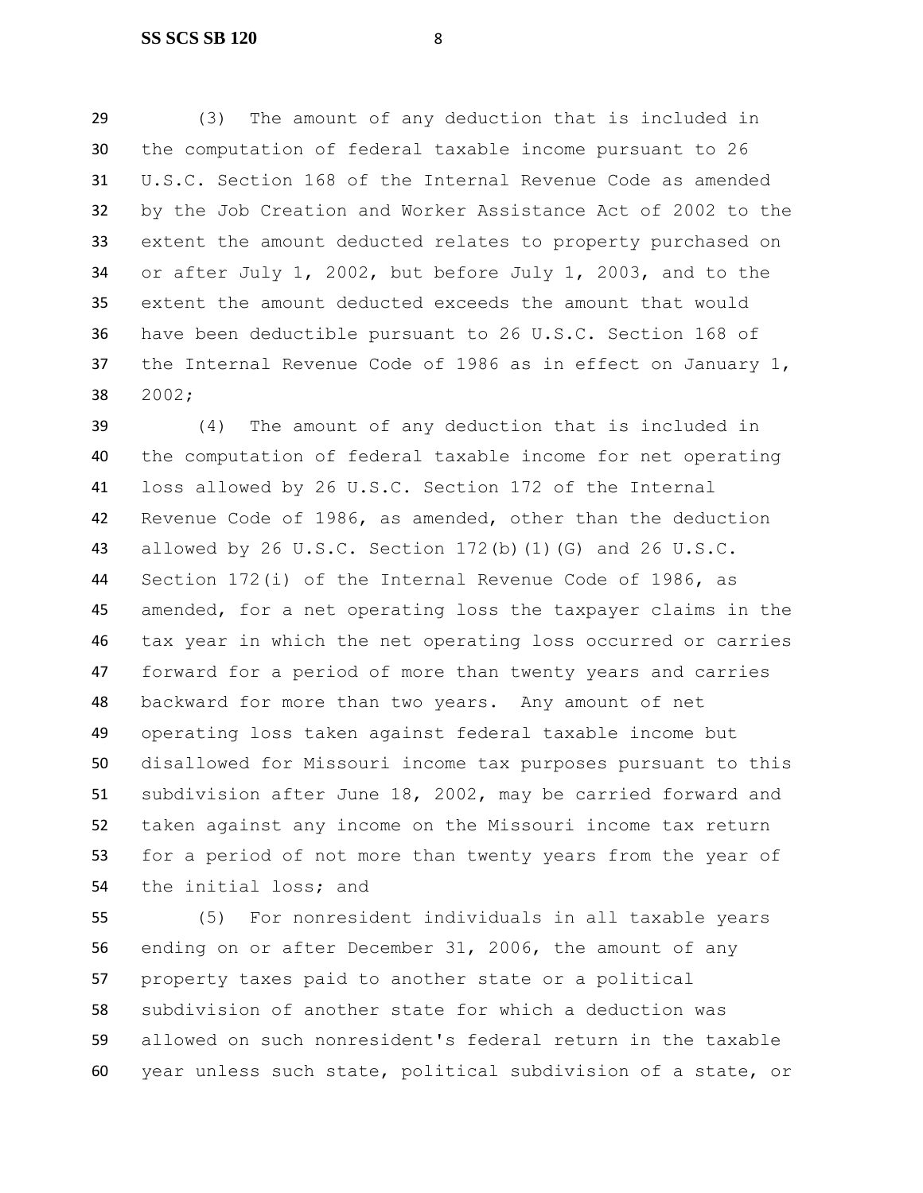(3) The amount of any deduction that is included in the computation of federal taxable income pursuant to 26 U.S.C. Section 168 of the Internal Revenue Code as amended by the Job Creation and Worker Assistance Act of 2002 to the extent the amount deducted relates to property purchased on or after July 1, 2002, but before July 1, 2003, and to the extent the amount deducted exceeds the amount that would have been deductible pursuant to 26 U.S.C. Section 168 of the Internal Revenue Code of 1986 as in effect on January 1, 2002;

(4) The amount of any deduction that is included in the computation of federal taxable income for net operating loss allowed by 26 U.S.C. Section 172 of the Internal Revenue Code of 1986, as amended, other than the deduction allowed by 26 U.S.C. Section 172(b)(1)(G) and 26 U.S.C. Section 172(i) of the Internal Revenue Code of 1986, as amended, for a net operating loss the taxpayer claims in the tax year in which the net operating loss occurred or carries forward for a period of more than twenty years and carries backward for more than two years. Any amount of net operating loss taken against federal taxable income but disallowed for Missouri income tax purposes pursuant to this subdivision after June 18, 2002, may be carried forward and taken against any income on the Missouri income tax return for a period of not more than twenty years from the year of the initial loss; and

(5) For nonresident individuals in all taxable years ending on or after December 31, 2006, the amount of any property taxes paid to another state or a political subdivision of another state for which a deduction was allowed on such nonresident's federal return in the taxable year unless such state, political subdivision of a state, or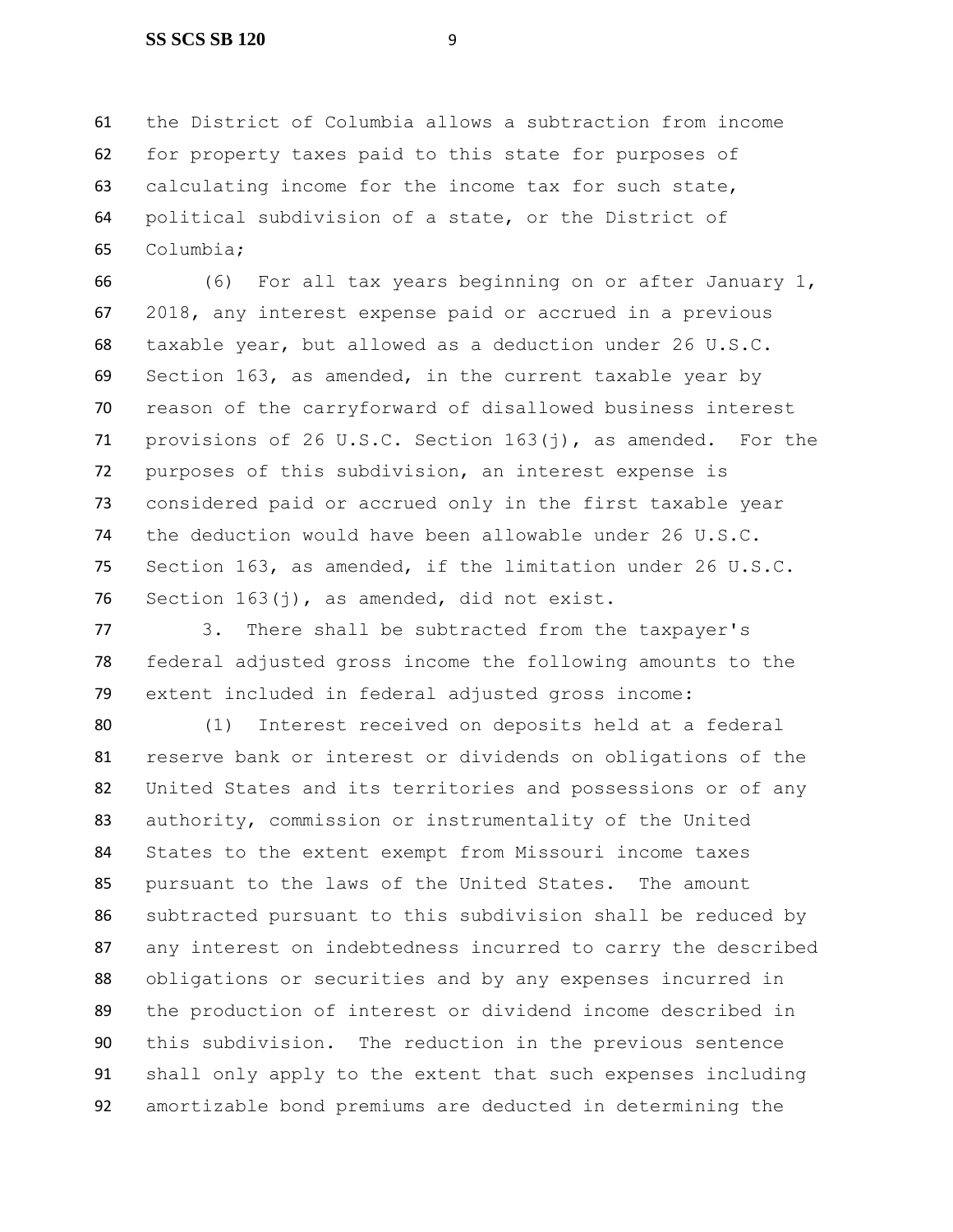the District of Columbia allows a subtraction from income for property taxes paid to this state for purposes of calculating income for the income tax for such state, political subdivision of a state, or the District of Columbia;

(6) For all tax years beginning on or after January 1, 2018, any interest expense paid or accrued in a previous taxable year, but allowed as a deduction under 26 U.S.C. Section 163, as amended, in the current taxable year by reason of the carryforward of disallowed business interest provisions of 26 U.S.C. Section 163(j), as amended. For the purposes of this subdivision, an interest expense is considered paid or accrued only in the first taxable year the deduction would have been allowable under 26 U.S.C. Section 163, as amended, if the limitation under 26 U.S.C. Section 163(j), as amended, did not exist.

3. There shall be subtracted from the taxpayer's federal adjusted gross income the following amounts to the extent included in federal adjusted gross income:

(1) Interest received on deposits held at a federal reserve bank or interest or dividends on obligations of the United States and its territories and possessions or of any authority, commission or instrumentality of the United States to the extent exempt from Missouri income taxes pursuant to the laws of the United States. The amount subtracted pursuant to this subdivision shall be reduced by any interest on indebtedness incurred to carry the described obligations or securities and by any expenses incurred in the production of interest or dividend income described in this subdivision. The reduction in the previous sentence shall only apply to the extent that such expenses including amortizable bond premiums are deducted in determining the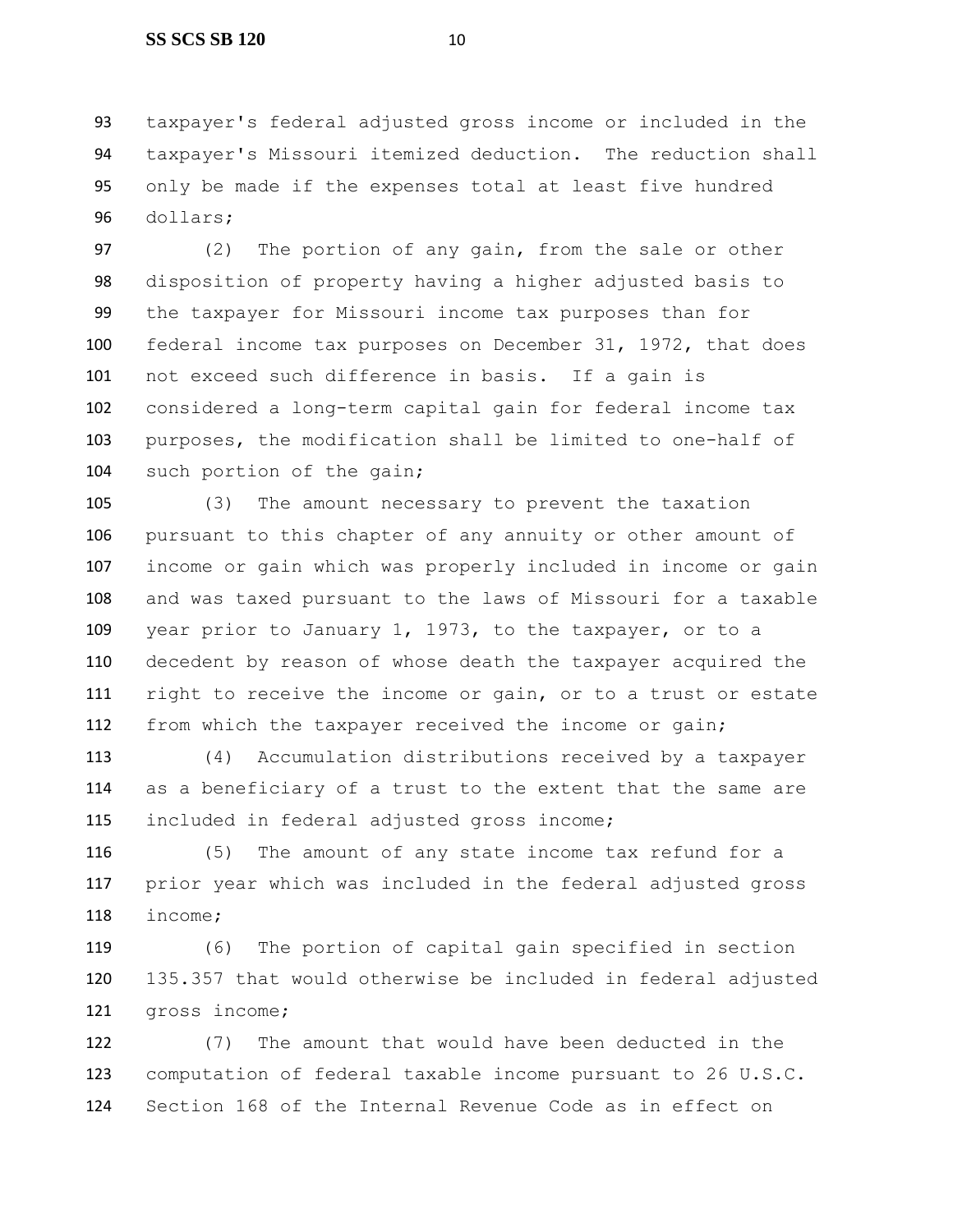taxpayer's federal adjusted gross income or included in the taxpayer's Missouri itemized deduction. The reduction shall only be made if the expenses total at least five hundred dollars;

(2) The portion of any gain, from the sale or other disposition of property having a higher adjusted basis to the taxpayer for Missouri income tax purposes than for federal income tax purposes on December 31, 1972, that does not exceed such difference in basis. If a gain is considered a long-term capital gain for federal income tax purposes, the modification shall be limited to one-half of such portion of the gain;

(3) The amount necessary to prevent the taxation pursuant to this chapter of any annuity or other amount of income or gain which was properly included in income or gain and was taxed pursuant to the laws of Missouri for a taxable year prior to January 1, 1973, to the taxpayer, or to a decedent by reason of whose death the taxpayer acquired the right to receive the income or gain, or to a trust or estate from which the taxpayer received the income or gain;

(4) Accumulation distributions received by a taxpayer as a beneficiary of a trust to the extent that the same are included in federal adjusted gross income;

(5) The amount of any state income tax refund for a prior year which was included in the federal adjusted gross income;

(6) The portion of capital gain specified in section 135.357 that would otherwise be included in federal adjusted gross income;

(7) The amount that would have been deducted in the computation of federal taxable income pursuant to 26 U.S.C. Section 168 of the Internal Revenue Code as in effect on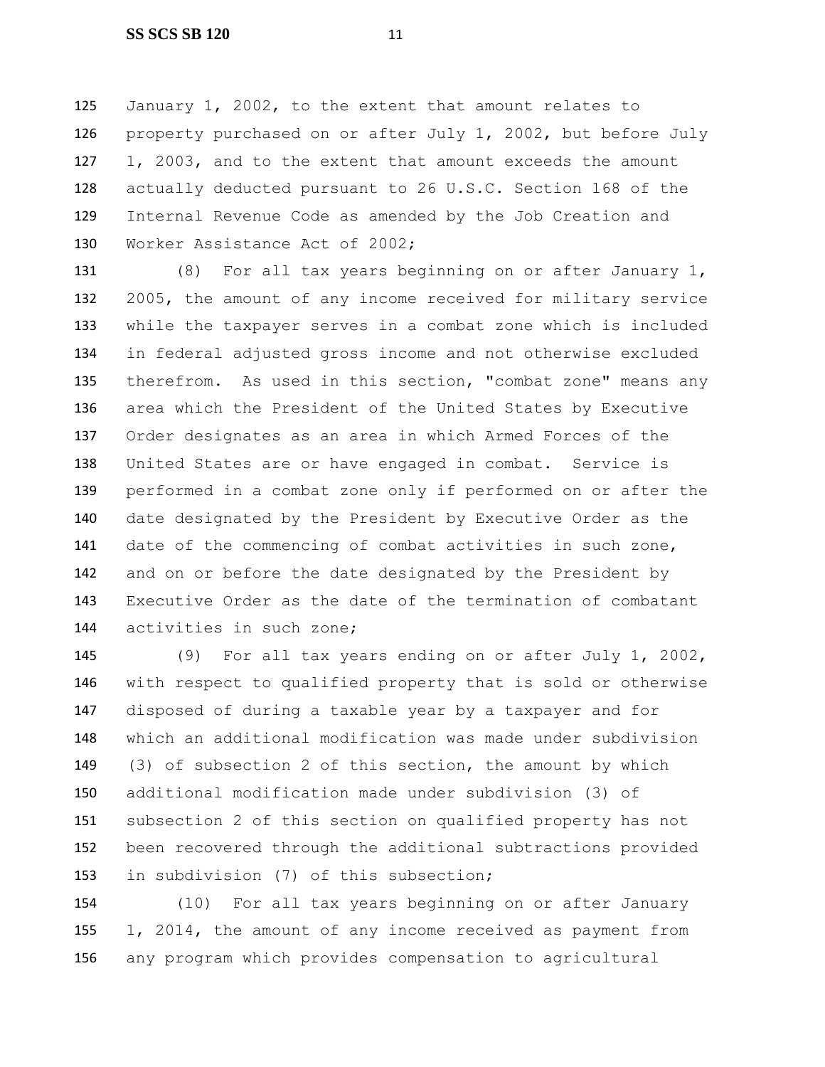January 1, 2002, to the extent that amount relates to property purchased on or after July 1, 2002, but before July 1, 2003, and to the extent that amount exceeds the amount actually deducted pursuant to 26 U.S.C. Section 168 of the Internal Revenue Code as amended by the Job Creation and Worker Assistance Act of 2002;

(8) For all tax years beginning on or after January 1, 2005, the amount of any income received for military service while the taxpayer serves in a combat zone which is included in federal adjusted gross income and not otherwise excluded therefrom. As used in this section, "combat zone" means any area which the President of the United States by Executive Order designates as an area in which Armed Forces of the United States are or have engaged in combat. Service is performed in a combat zone only if performed on or after the date designated by the President by Executive Order as the date of the commencing of combat activities in such zone, and on or before the date designated by the President by Executive Order as the date of the termination of combatant activities in such zone;

(9) For all tax years ending on or after July 1, 2002, with respect to qualified property that is sold or otherwise disposed of during a taxable year by a taxpayer and for which an additional modification was made under subdivision (3) of subsection 2 of this section, the amount by which additional modification made under subdivision (3) of subsection 2 of this section on qualified property has not been recovered through the additional subtractions provided in subdivision (7) of this subsection;

(10) For all tax years beginning on or after January 1, 2014, the amount of any income received as payment from any program which provides compensation to agricultural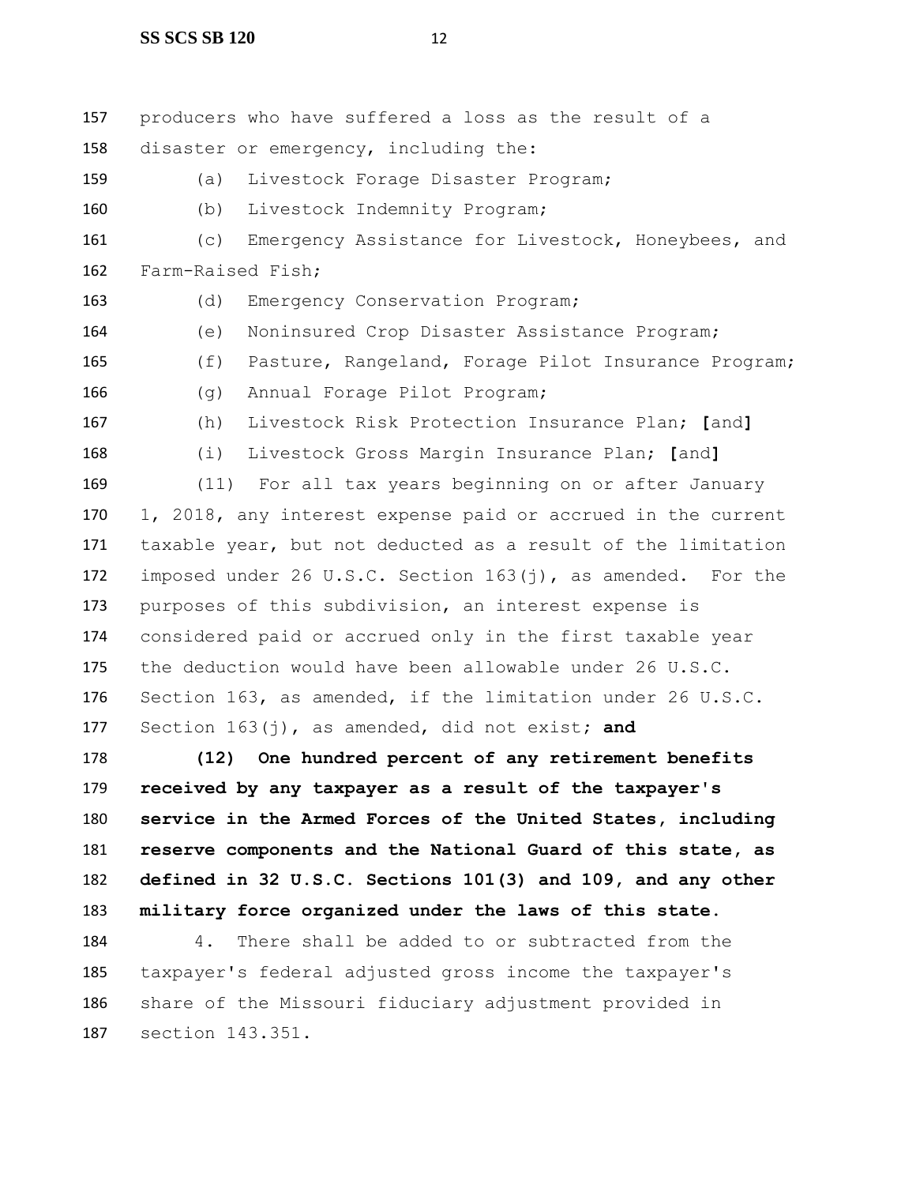producers who have suffered a loss as the result of a disaster or emergency, including the:

(a) Livestock Forage Disaster Program;

(b) Livestock Indemnity Program;

(c) Emergency Assistance for Livestock, Honeybees, and Farm-Raised Fish;

(d) Emergency Conservation Program;

(e) Noninsured Crop Disaster Assistance Program;

(f) Pasture, Rangeland, Forage Pilot Insurance Program;

(g) Annual Forage Pilot Program;

(h) Livestock Risk Protection Insurance Plan; **[**and**]**

(i) Livestock Gross Margin Insurance Plan; **[**and**]**

(11) For all tax years beginning on or after January 1, 2018, any interest expense paid or accrued in the current taxable year, but not deducted as a result of the limitation imposed under 26 U.S.C. Section 163(j), as amended. For the purposes of this subdivision, an interest expense is considered paid or accrued only in the first taxable year the deduction would have been allowable under 26 U.S.C. Section 163, as amended, if the limitation under 26 U.S.C. Section 163(j), as amended, did not exist; **and**

**(12) One hundred percent of any retirement benefits received by any taxpayer as a result of the taxpayer's service in the Armed Forces of the United States, including reserve components and the National Guard of this state, as defined in 32 U.S.C. Sections 101(3) and 109, and any other military force organized under the laws of this state.**

4. There shall be added to or subtracted from the taxpayer's federal adjusted gross income the taxpayer's share of the Missouri fiduciary adjustment provided in section 143.351.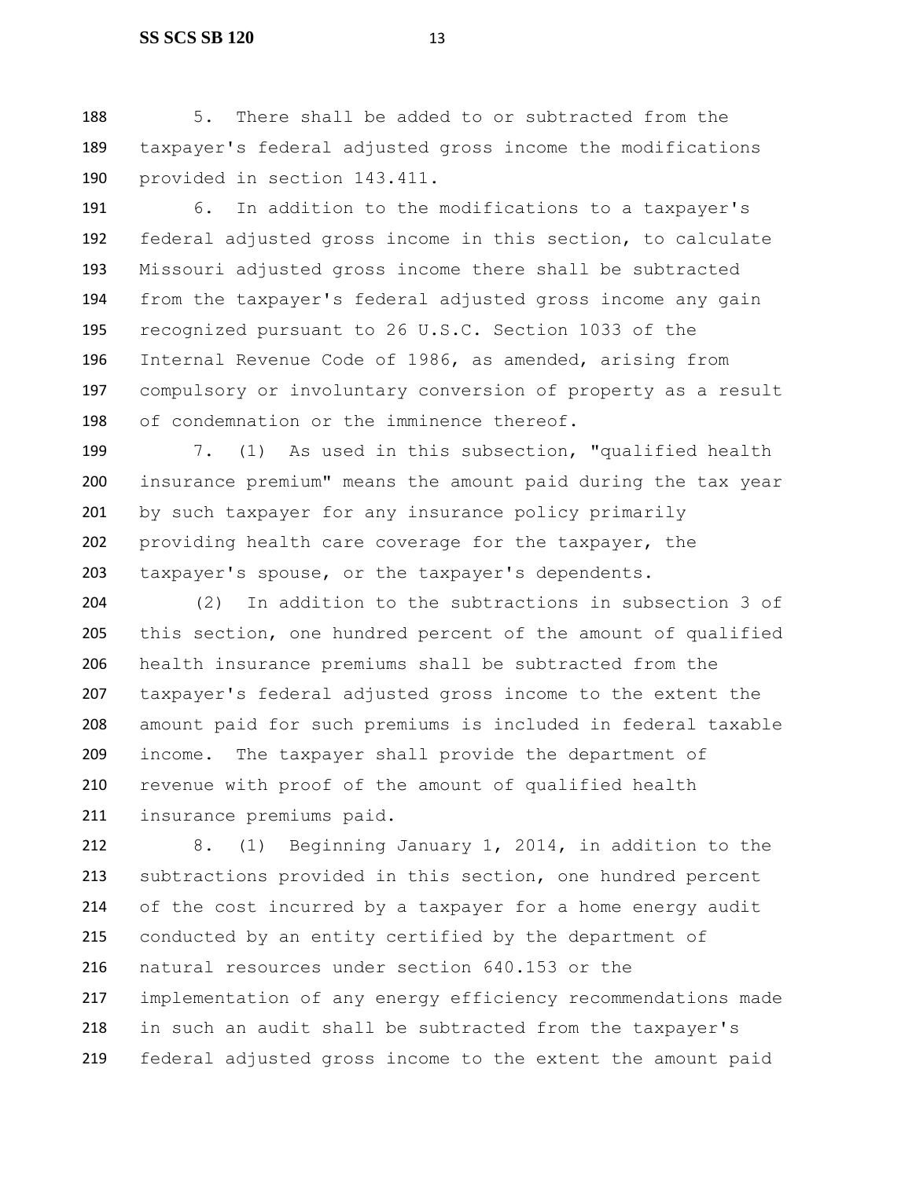5. There shall be added to or subtracted from the taxpayer's federal adjusted gross income the modifications provided in section 143.411.

6. In addition to the modifications to a taxpayer's federal adjusted gross income in this section, to calculate Missouri adjusted gross income there shall be subtracted from the taxpayer's federal adjusted gross income any gain recognized pursuant to 26 U.S.C. Section 1033 of the Internal Revenue Code of 1986, as amended, arising from compulsory or involuntary conversion of property as a result of condemnation or the imminence thereof.

7. (1) As used in this subsection, "qualified health insurance premium" means the amount paid during the tax year by such taxpayer for any insurance policy primarily providing health care coverage for the taxpayer, the taxpayer's spouse, or the taxpayer's dependents.

(2) In addition to the subtractions in subsection 3 of this section, one hundred percent of the amount of qualified health insurance premiums shall be subtracted from the taxpayer's federal adjusted gross income to the extent the amount paid for such premiums is included in federal taxable income. The taxpayer shall provide the department of revenue with proof of the amount of qualified health insurance premiums paid.

8. (1) Beginning January 1, 2014, in addition to the subtractions provided in this section, one hundred percent of the cost incurred by a taxpayer for a home energy audit conducted by an entity certified by the department of natural resources under section 640.153 or the implementation of any energy efficiency recommendations made in such an audit shall be subtracted from the taxpayer's federal adjusted gross income to the extent the amount paid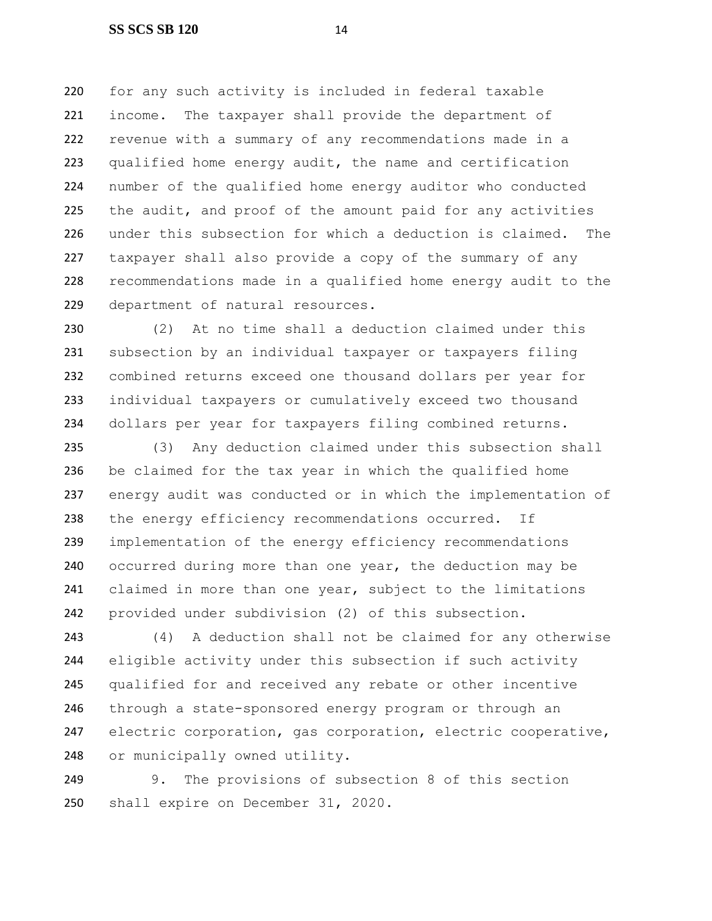for any such activity is included in federal taxable income. The taxpayer shall provide the department of revenue with a summary of any recommendations made in a qualified home energy audit, the name and certification number of the qualified home energy auditor who conducted the audit, and proof of the amount paid for any activities under this subsection for which a deduction is claimed. The taxpayer shall also provide a copy of the summary of any recommendations made in a qualified home energy audit to the department of natural resources.

(2) At no time shall a deduction claimed under this subsection by an individual taxpayer or taxpayers filing combined returns exceed one thousand dollars per year for individual taxpayers or cumulatively exceed two thousand dollars per year for taxpayers filing combined returns.

(3) Any deduction claimed under this subsection shall be claimed for the tax year in which the qualified home energy audit was conducted or in which the implementation of the energy efficiency recommendations occurred. If implementation of the energy efficiency recommendations occurred during more than one year, the deduction may be claimed in more than one year, subject to the limitations provided under subdivision (2) of this subsection.

(4) A deduction shall not be claimed for any otherwise eligible activity under this subsection if such activity qualified for and received any rebate or other incentive through a state-sponsored energy program or through an electric corporation, gas corporation, electric cooperative, or municipally owned utility.

9. The provisions of subsection 8 of this section shall expire on December 31, 2020.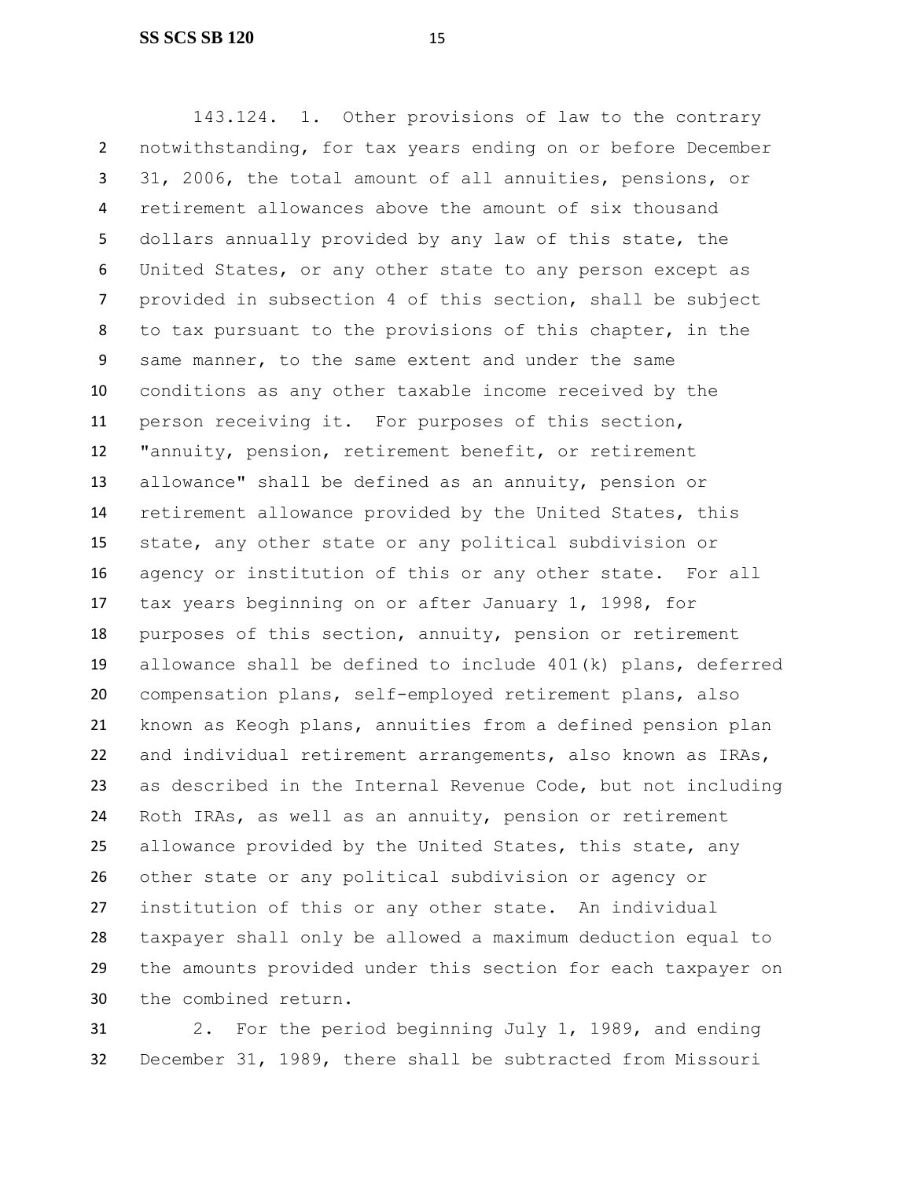143.124. 1. Other provisions of law to the contrary notwithstanding, for tax years ending on or before December 31, 2006, the total amount of all annuities, pensions, or retirement allowances above the amount of six thousand dollars annually provided by any law of this state, the United States, or any other state to any person except as provided in subsection 4 of this section, shall be subject to tax pursuant to the provisions of this chapter, in the same manner, to the same extent and under the same conditions as any other taxable income received by the person receiving it. For purposes of this section, "annuity, pension, retirement benefit, or retirement allowance" shall be defined as an annuity, pension or retirement allowance provided by the United States, this state, any other state or any political subdivision or agency or institution of this or any other state. For all tax years beginning on or after January 1, 1998, for purposes of this section, annuity, pension or retirement allowance shall be defined to include 401(k) plans, deferred compensation plans, self-employed retirement plans, also known as Keogh plans, annuities from a defined pension plan and individual retirement arrangements, also known as IRAs, as described in the Internal Revenue Code, but not including Roth IRAs, as well as an annuity, pension or retirement allowance provided by the United States, this state, any other state or any political subdivision or agency or institution of this or any other state. An individual taxpayer shall only be allowed a maximum deduction equal to the amounts provided under this section for each taxpayer on the combined return.

2. For the period beginning July 1, 1989, and ending December 31, 1989, there shall be subtracted from Missouri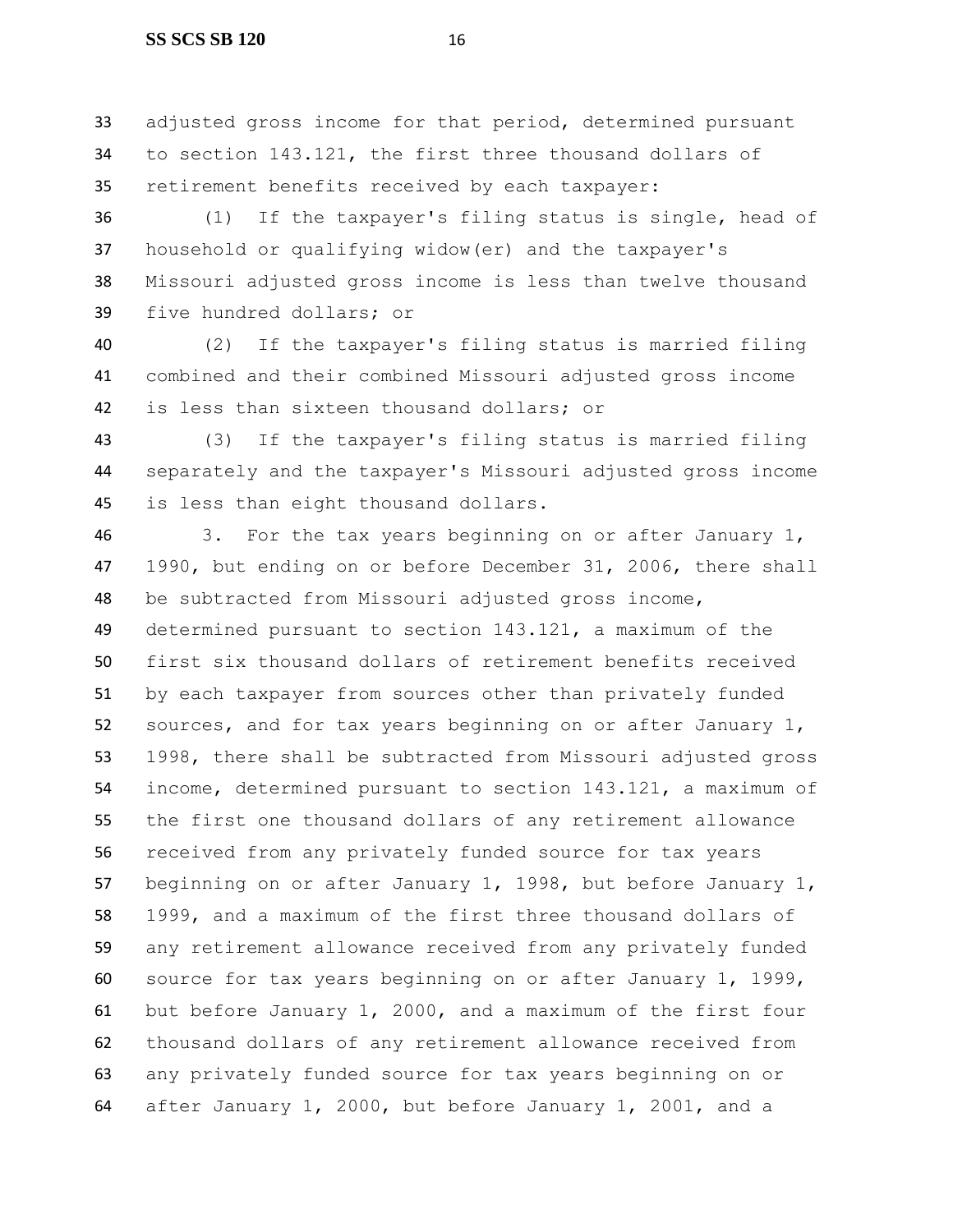adjusted gross income for that period, determined pursuant to section 143.121, the first three thousand dollars of retirement benefits received by each taxpayer:

(1) If the taxpayer's filing status is single, head of household or qualifying widow(er) and the taxpayer's Missouri adjusted gross income is less than twelve thousand five hundred dollars; or

(2) If the taxpayer's filing status is married filing combined and their combined Missouri adjusted gross income is less than sixteen thousand dollars; or

(3) If the taxpayer's filing status is married filing separately and the taxpayer's Missouri adjusted gross income is less than eight thousand dollars.

3. For the tax years beginning on or after January 1, 1990, but ending on or before December 31, 2006, there shall be subtracted from Missouri adjusted gross income, determined pursuant to section 143.121, a maximum of the first six thousand dollars of retirement benefits received by each taxpayer from sources other than privately funded sources, and for tax years beginning on or after January 1, 1998, there shall be subtracted from Missouri adjusted gross income, determined pursuant to section 143.121, a maximum of the first one thousand dollars of any retirement allowance received from any privately funded source for tax years beginning on or after January 1, 1998, but before January 1, 1999, and a maximum of the first three thousand dollars of any retirement allowance received from any privately funded source for tax years beginning on or after January 1, 1999, but before January 1, 2000, and a maximum of the first four thousand dollars of any retirement allowance received from any privately funded source for tax years beginning on or after January 1, 2000, but before January 1, 2001, and a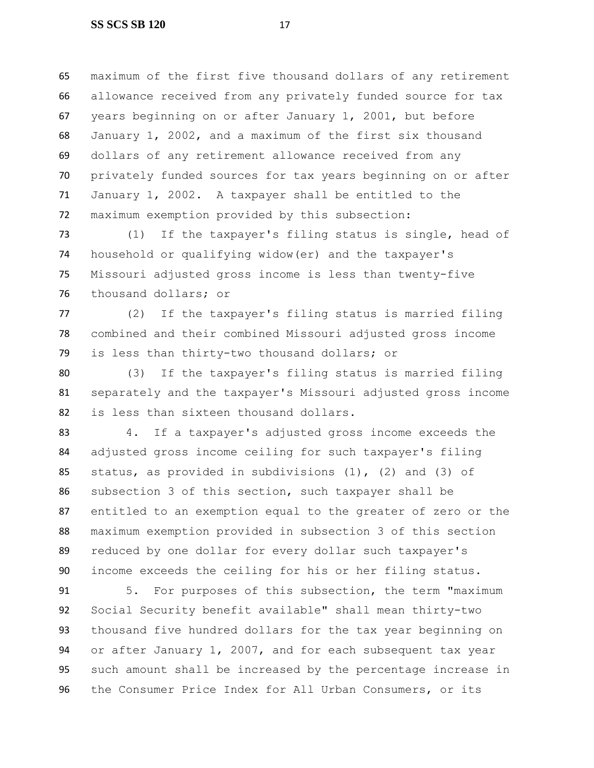maximum of the first five thousand dollars of any retirement allowance received from any privately funded source for tax years beginning on or after January 1, 2001, but before January 1, 2002, and a maximum of the first six thousand dollars of any retirement allowance received from any privately funded sources for tax years beginning on or after January 1, 2002. A taxpayer shall be entitled to the maximum exemption provided by this subsection:

(1) If the taxpayer's filing status is single, head of household or qualifying widow(er) and the taxpayer's Missouri adjusted gross income is less than twenty-five thousand dollars; or

(2) If the taxpayer's filing status is married filing combined and their combined Missouri adjusted gross income is less than thirty-two thousand dollars; or

(3) If the taxpayer's filing status is married filing separately and the taxpayer's Missouri adjusted gross income is less than sixteen thousand dollars.

4. If a taxpayer's adjusted gross income exceeds the adjusted gross income ceiling for such taxpayer's filing status, as provided in subdivisions (1), (2) and (3) of subsection 3 of this section, such taxpayer shall be entitled to an exemption equal to the greater of zero or the maximum exemption provided in subsection 3 of this section reduced by one dollar for every dollar such taxpayer's income exceeds the ceiling for his or her filing status.

5. For purposes of this subsection, the term "maximum Social Security benefit available" shall mean thirty-two thousand five hundred dollars for the tax year beginning on or after January 1, 2007, and for each subsequent tax year such amount shall be increased by the percentage increase in the Consumer Price Index for All Urban Consumers, or its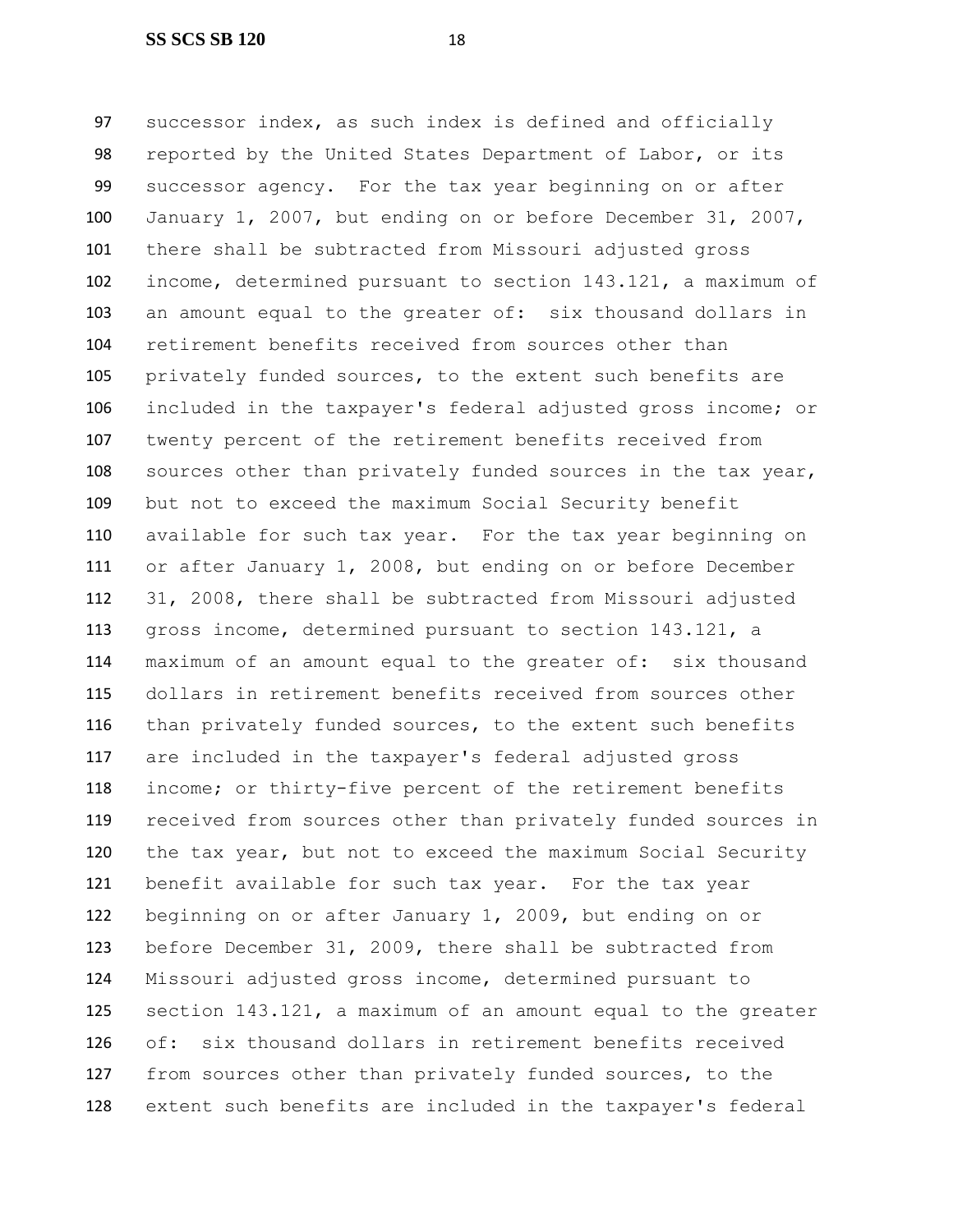97 successor index, as such index is defined and officially
98 reported by the United States Department of Labor, or its
99 successor agency. For the tax year beginning on or after
100 January 1, 2007, but ending on or before December 31, 2007,
101 there shall be subtracted from Missouri adjusted gross
102 income, determined pursuant to section 143.121, a maximum of
103 an amount equal to the greater of: six thousand dollars in
104 retirement benefits received from sources other than
105 privately funded sources, to the extent such benefits are
106 included in the taxpayer's federal adjusted gross income; or
107 twenty percent of the retirement benefits received from
108 sources other than privately funded sources in the tax year,
109 but not to exceed the maximum Social Security benefit
110 available for such tax year. For the tax year beginning on
111 or after January 1, 2008, but ending on or before December
112 31, 2008, there shall be subtracted from Missouri adjusted
113 gross income, determined pursuant to section 143.121, a
114 maximum of an amount equal to the greater of: six thousand
115 dollars in retirement benefits received from sources other
116 than privately funded sources, to the extent such benefits
117 are included in the taxpayer's federal adjusted gross
118 income; or thirty-five percent of the retirement benefits
119 received from sources other than privately funded sources in
120 the tax year, but not to exceed the maximum Social Security
121 benefit available for such tax year. For the tax year
122 beginning on or after January 1, 2009, but ending on or
123 before December 31, 2009, there shall be subtracted from
124 Missouri adjusted gross income, determined pursuant to
125 section 143.121, a maximum of an amount equal to the greater
126 of: six thousand dollars in retirement benefits received
127 from sources other than privately funded sources, to the
128 extent such benefits are included in the taxpayer's federal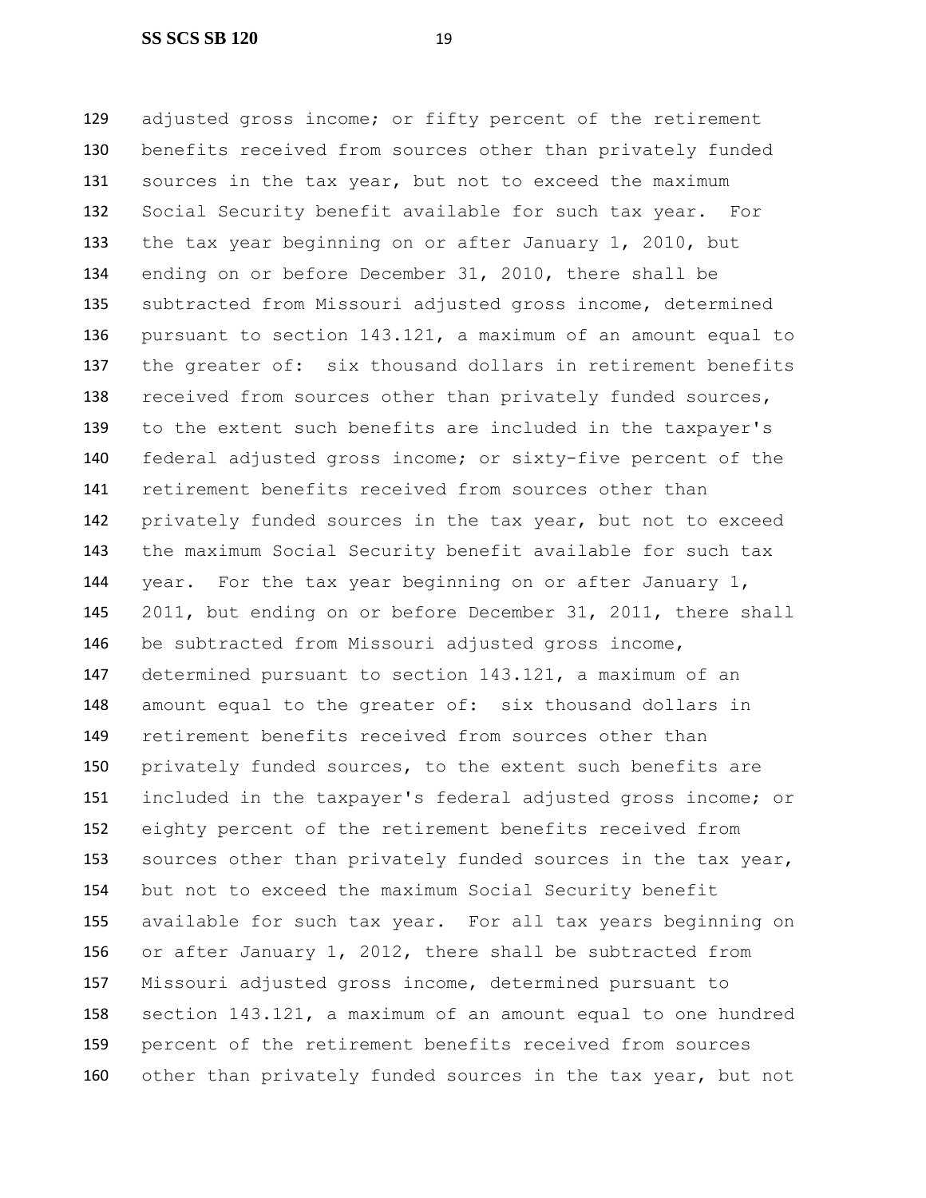adjusted gross income; or fifty percent of the retirement benefits received from sources other than privately funded sources in the tax year, but not to exceed the maximum Social Security benefit available for such tax year. For the tax year beginning on or after January 1, 2010, but ending on or before December 31, 2010, there shall be subtracted from Missouri adjusted gross income, determined pursuant to section 143.121, a maximum of an amount equal to the greater of: six thousand dollars in retirement benefits received from sources other than privately funded sources, to the extent such benefits are included in the taxpayer's federal adjusted gross income; or sixty-five percent of the retirement benefits received from sources other than privately funded sources in the tax year, but not to exceed the maximum Social Security benefit available for such tax year. For the tax year beginning on or after January 1, 2011, but ending on or before December 31, 2011, there shall be subtracted from Missouri adjusted gross income, determined pursuant to section 143.121, a maximum of an amount equal to the greater of: six thousand dollars in retirement benefits received from sources other than privately funded sources, to the extent such benefits are included in the taxpayer's federal adjusted gross income; or eighty percent of the retirement benefits received from sources other than privately funded sources in the tax year, but not to exceed the maximum Social Security benefit available for such tax year. For all tax years beginning on or after January 1, 2012, there shall be subtracted from Missouri adjusted gross income, determined pursuant to section 143.121, a maximum of an amount equal to one hundred percent of the retirement benefits received from sources other than privately funded sources in the tax year, but not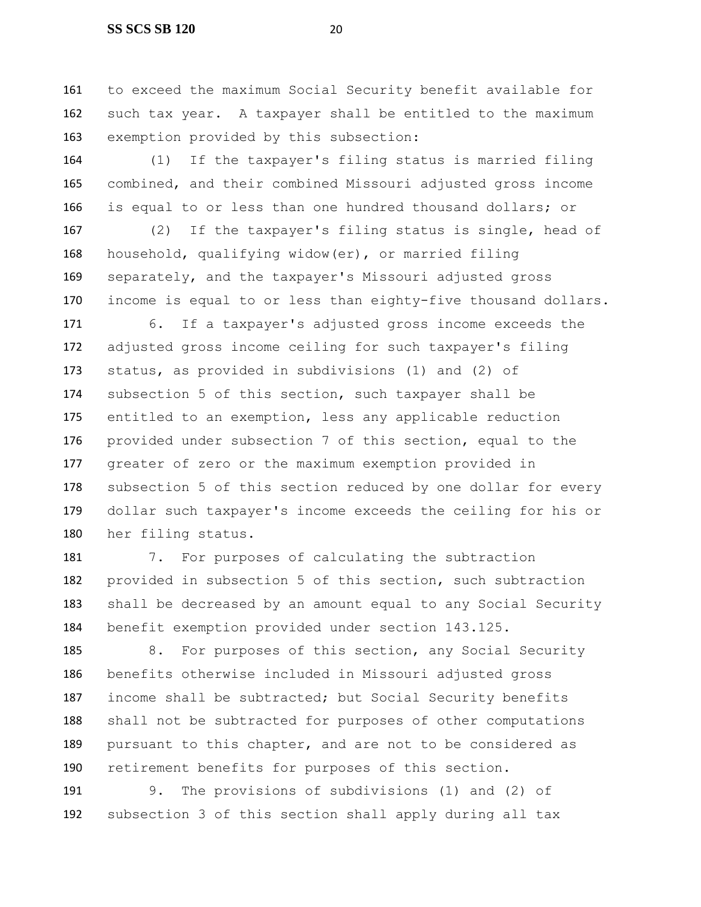to exceed the maximum Social Security benefit available for such tax year. A taxpayer shall be entitled to the maximum exemption provided by this subsection:

(1) If the taxpayer's filing status is married filing combined, and their combined Missouri adjusted gross income is equal to or less than one hundred thousand dollars; or

(2) If the taxpayer's filing status is single, head of household, qualifying widow(er), or married filing separately, and the taxpayer's Missouri adjusted gross income is equal to or less than eighty-five thousand dollars.

6. If a taxpayer's adjusted gross income exceeds the adjusted gross income ceiling for such taxpayer's filing status, as provided in subdivisions (1) and (2) of subsection 5 of this section, such taxpayer shall be entitled to an exemption, less any applicable reduction provided under subsection 7 of this section, equal to the greater of zero or the maximum exemption provided in subsection 5 of this section reduced by one dollar for every dollar such taxpayer's income exceeds the ceiling for his or her filing status.

7. For purposes of calculating the subtraction provided in subsection 5 of this section, such subtraction shall be decreased by an amount equal to any Social Security benefit exemption provided under section 143.125.

8. For purposes of this section, any Social Security benefits otherwise included in Missouri adjusted gross income shall be subtracted; but Social Security benefits shall not be subtracted for purposes of other computations pursuant to this chapter, and are not to be considered as retirement benefits for purposes of this section.

9. The provisions of subdivisions (1) and (2) of subsection 3 of this section shall apply during all tax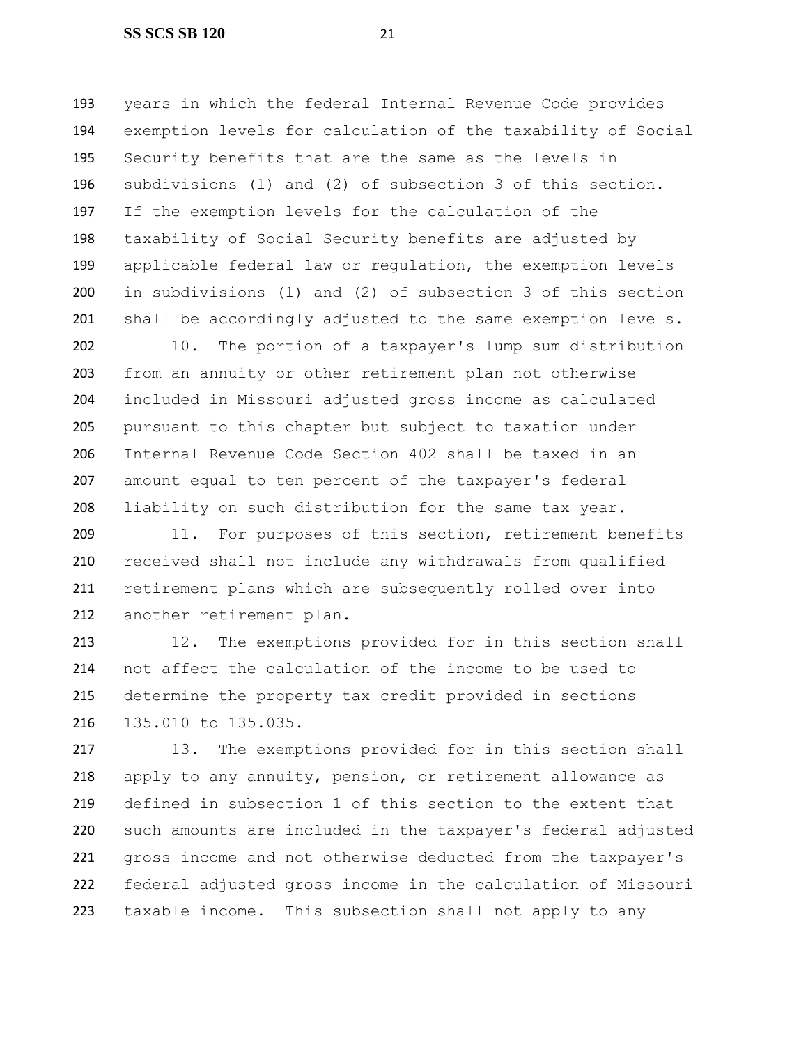years in which the federal Internal Revenue Code provides exemption levels for calculation of the taxability of Social Security benefits that are the same as the levels in subdivisions (1) and (2) of subsection 3 of this section. If the exemption levels for the calculation of the taxability of Social Security benefits are adjusted by applicable federal law or regulation, the exemption levels in subdivisions (1) and (2) of subsection 3 of this section shall be accordingly adjusted to the same exemption levels.

10. The portion of a taxpayer's lump sum distribution from an annuity or other retirement plan not otherwise included in Missouri adjusted gross income as calculated pursuant to this chapter but subject to taxation under Internal Revenue Code Section 402 shall be taxed in an amount equal to ten percent of the taxpayer's federal liability on such distribution for the same tax year.

11. For purposes of this section, retirement benefits received shall not include any withdrawals from qualified retirement plans which are subsequently rolled over into another retirement plan.

12. The exemptions provided for in this section shall not affect the calculation of the income to be used to determine the property tax credit provided in sections 135.010 to 135.035.

13. The exemptions provided for in this section shall apply to any annuity, pension, or retirement allowance as defined in subsection 1 of this section to the extent that such amounts are included in the taxpayer's federal adjusted gross income and not otherwise deducted from the taxpayer's federal adjusted gross income in the calculation of Missouri taxable income. This subsection shall not apply to any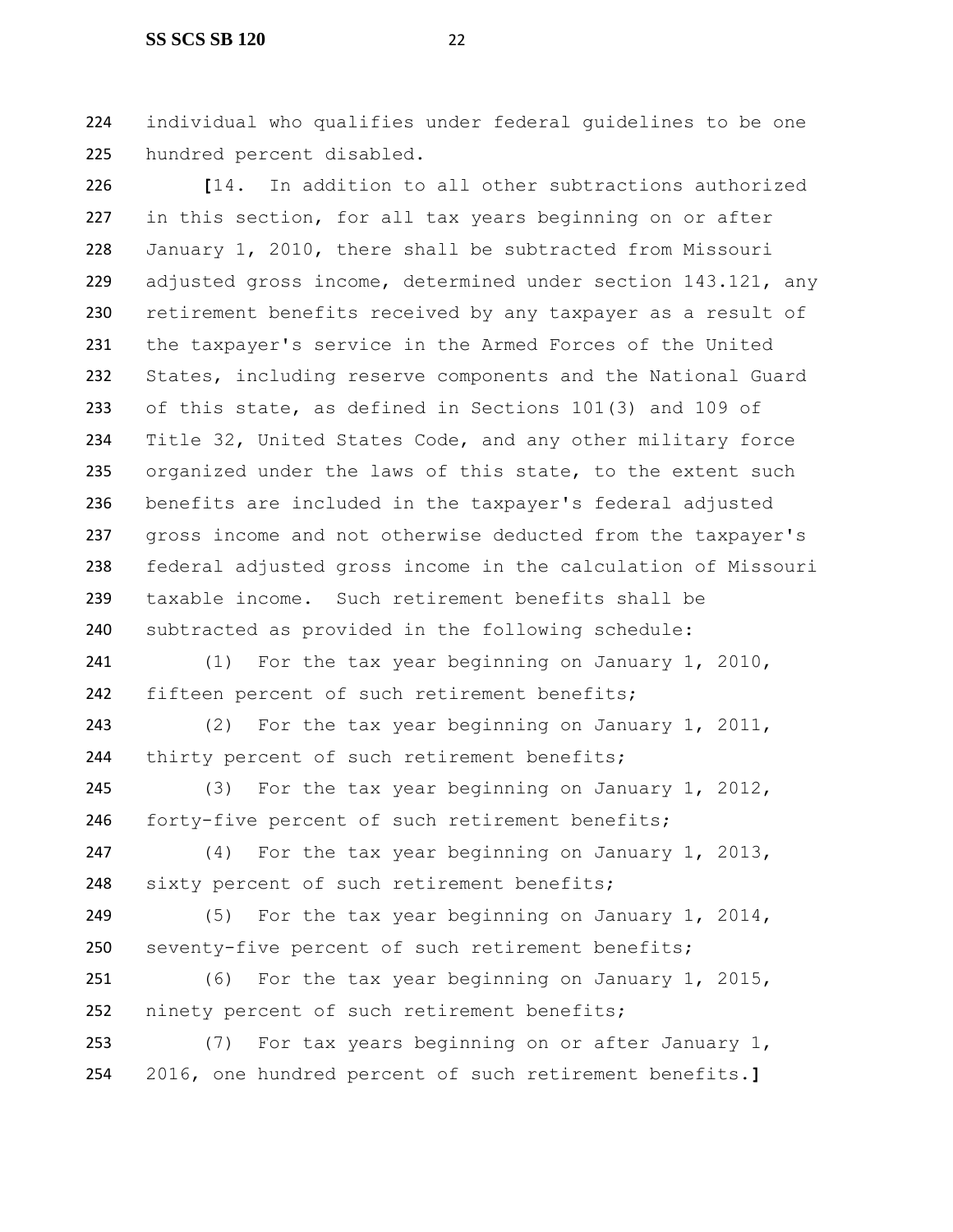individual who qualifies under federal guidelines to be one hundred percent disabled.

[14. In addition to all other subtractions authorized in this section, for all tax years beginning on or after January 1, 2010, there shall be subtracted from Missouri adjusted gross income, determined under section 143.121, any retirement benefits received by any taxpayer as a result of the taxpayer's service in the Armed Forces of the United States, including reserve components and the National Guard of this state, as defined in Sections 101(3) and 109 of Title 32, United States Code, and any other military force organized under the laws of this state, to the extent such benefits are included in the taxpayer's federal adjusted gross income and not otherwise deducted from the taxpayer's federal adjusted gross income in the calculation of Missouri taxable income. Such retirement benefits shall be subtracted as provided in the following schedule:

(1) For the tax year beginning on January 1, 2010, fifteen percent of such retirement benefits;

(2) For the tax year beginning on January 1, 2011, thirty percent of such retirement benefits;

(3) For the tax year beginning on January 1, 2012, forty-five percent of such retirement benefits;

(4) For the tax year beginning on January 1, 2013, sixty percent of such retirement benefits;

(5) For the tax year beginning on January 1, 2014, seventy-five percent of such retirement benefits;

(6) For the tax year beginning on January 1, 2015, ninety percent of such retirement benefits;

(7) For tax years beginning on or after January 1, 2016, one hundred percent of such retirement benefits.]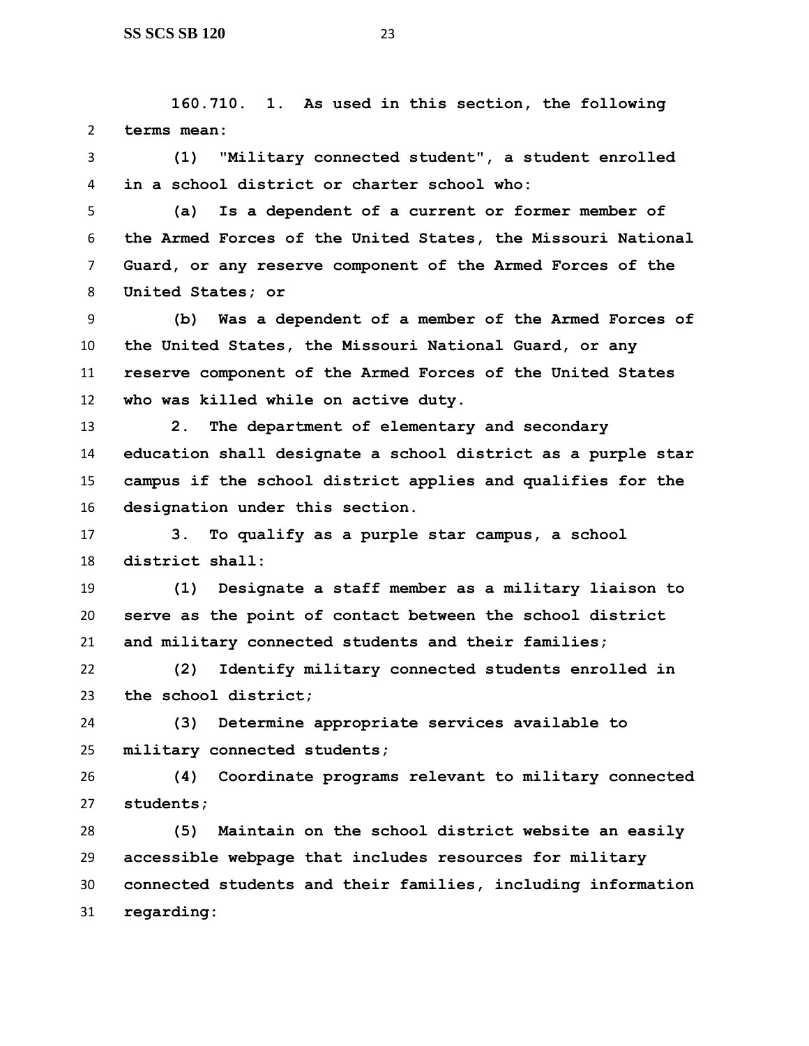**160.710. 1. As used in this section, the following terms mean:**

**(1) "Military connected student", a student enrolled in a school district or charter school who:**

**(a) Is a dependent of a current or former member of the Armed Forces of the United States, the Missouri National Guard, or any reserve component of the Armed Forces of the United States; or**

**(b) Was a dependent of a member of the Armed Forces of the United States, the Missouri National Guard, or any reserve component of the Armed Forces of the United States who was killed while on active duty.**

**2. The department of elementary and secondary education shall designate a school district as a purple star campus if the school district applies and qualifies for the designation under this section.**

**3. To qualify as a purple star campus, a school district shall:**

**(1) Designate a staff member as a military liaison to serve as the point of contact between the school district and military connected students and their families;**

**(2) Identify military connected students enrolled in the school district;**

**(3) Determine appropriate services available to military connected students;**

**(4) Coordinate programs relevant to military connected students;**

**(5) Maintain on the school district website an easily accessible webpage that includes resources for military connected students and their families, including information regarding:**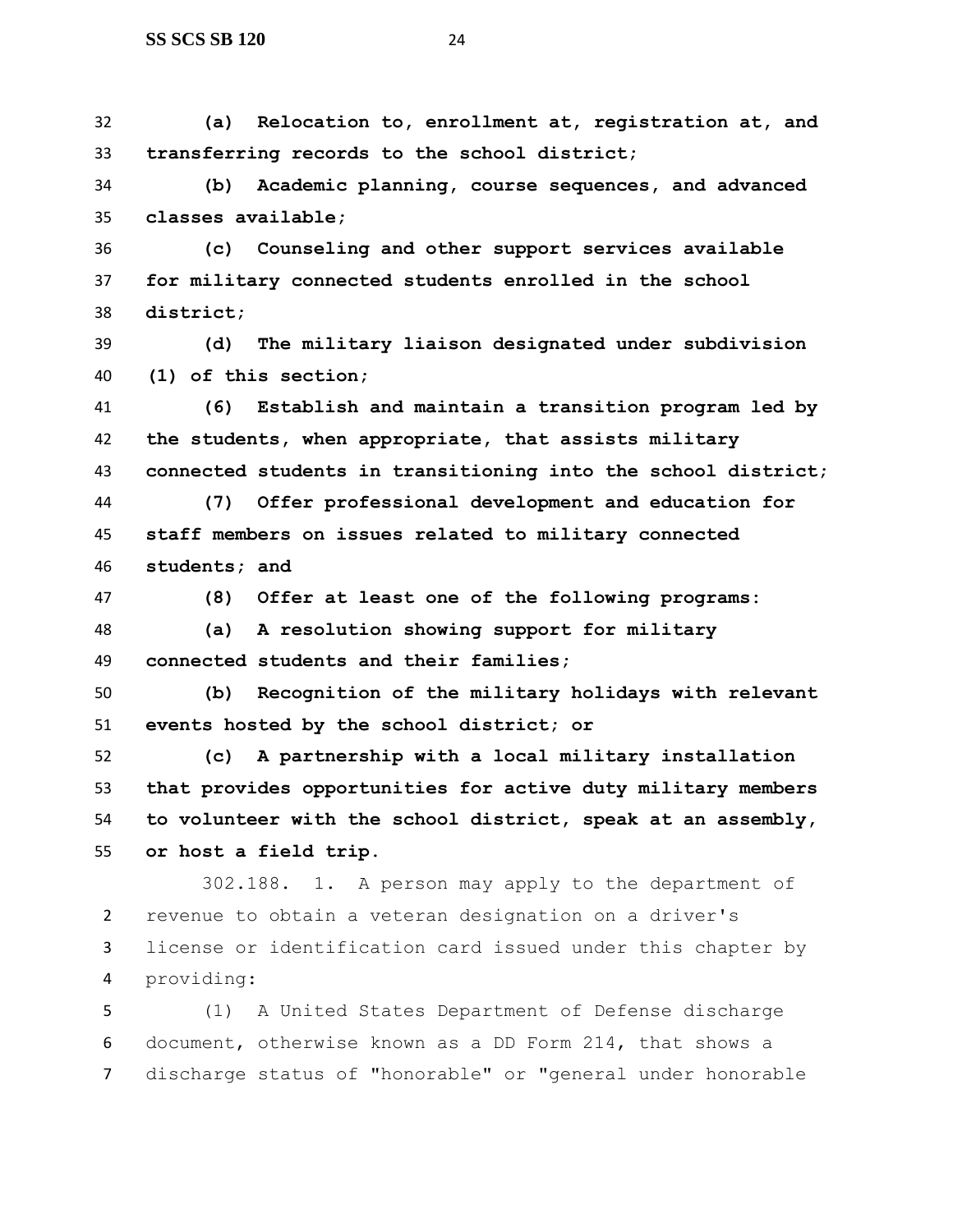**(a) Relocation to, enrollment at, registration at, and transferring records to the school district;**

**(b) Academic planning, course sequences, and advanced classes available;**

**(c) Counseling and other support services available for military connected students enrolled in the school district;**

**(d) The military liaison designated under subdivision (1) of this section;**

**(6) Establish and maintain a transition program led by the students, when appropriate, that assists military connected students in transitioning into the school district;**

**(7) Offer professional development and education for staff members on issues related to military connected students; and**

**(8) Offer at least one of the following programs:**

**(a) A resolution showing support for military connected students and their families;**

**(b) Recognition of the military holidays with relevant events hosted by the school district; or**

**(c) A partnership with a local military installation that provides opportunities for active duty military members to volunteer with the school district, speak at an assembly, or host a field trip.**

302.188. 1. A person may apply to the department of revenue to obtain a veteran designation on a driver's license or identification card issued under this chapter by providing:

(1) A United States Department of Defense discharge document, otherwise known as a DD Form 214, that shows a discharge status of "honorable" or "general under honorable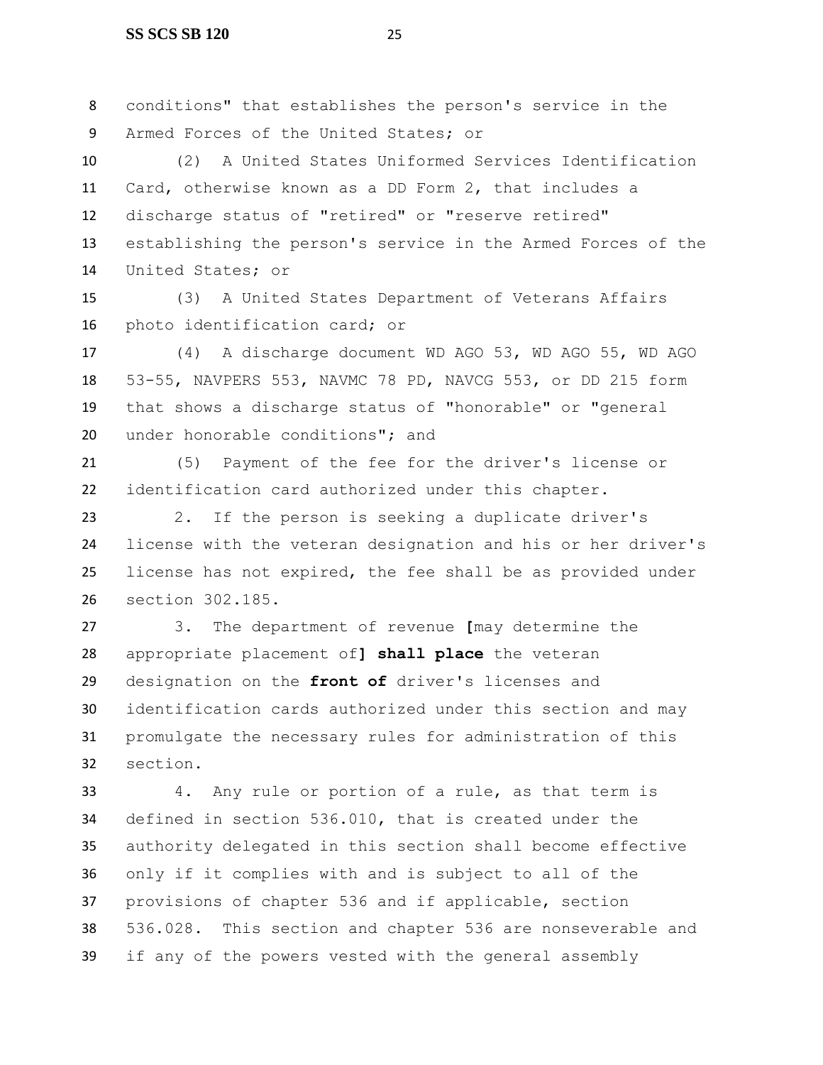conditions" that establishes the person's service in the Armed Forces of the United States; or

(2) A United States Uniformed Services Identification Card, otherwise known as a DD Form 2, that includes a discharge status of "retired" or "reserve retired" establishing the person's service in the Armed Forces of the United States; or

(3) A United States Department of Veterans Affairs photo identification card; or

(4) A discharge document WD AGO 53, WD AGO 55, WD AGO 53-55, NAVPERS 553, NAVMC 78 PD, NAVCG 553, or DD 215 form that shows a discharge status of "honorable" or "general under honorable conditions"; and

(5) Payment of the fee for the driver's license or identification card authorized under this chapter.

2. If the person is seeking a duplicate driver's license with the veteran designation and his or her driver's license has not expired, the fee shall be as provided under section 302.185.

3. The department of revenue **[**may determine the appropriate placement of**]** **shall place** the veteran designation on the **front of** driver's licenses and identification cards authorized under this section and may promulgate the necessary rules for administration of this section.

4. Any rule or portion of a rule, as that term is defined in section 536.010, that is created under the authority delegated in this section shall become effective only if it complies with and is subject to all of the provisions of chapter 536 and if applicable, section 536.028. This section and chapter 536 are nonseverable and if any of the powers vested with the general assembly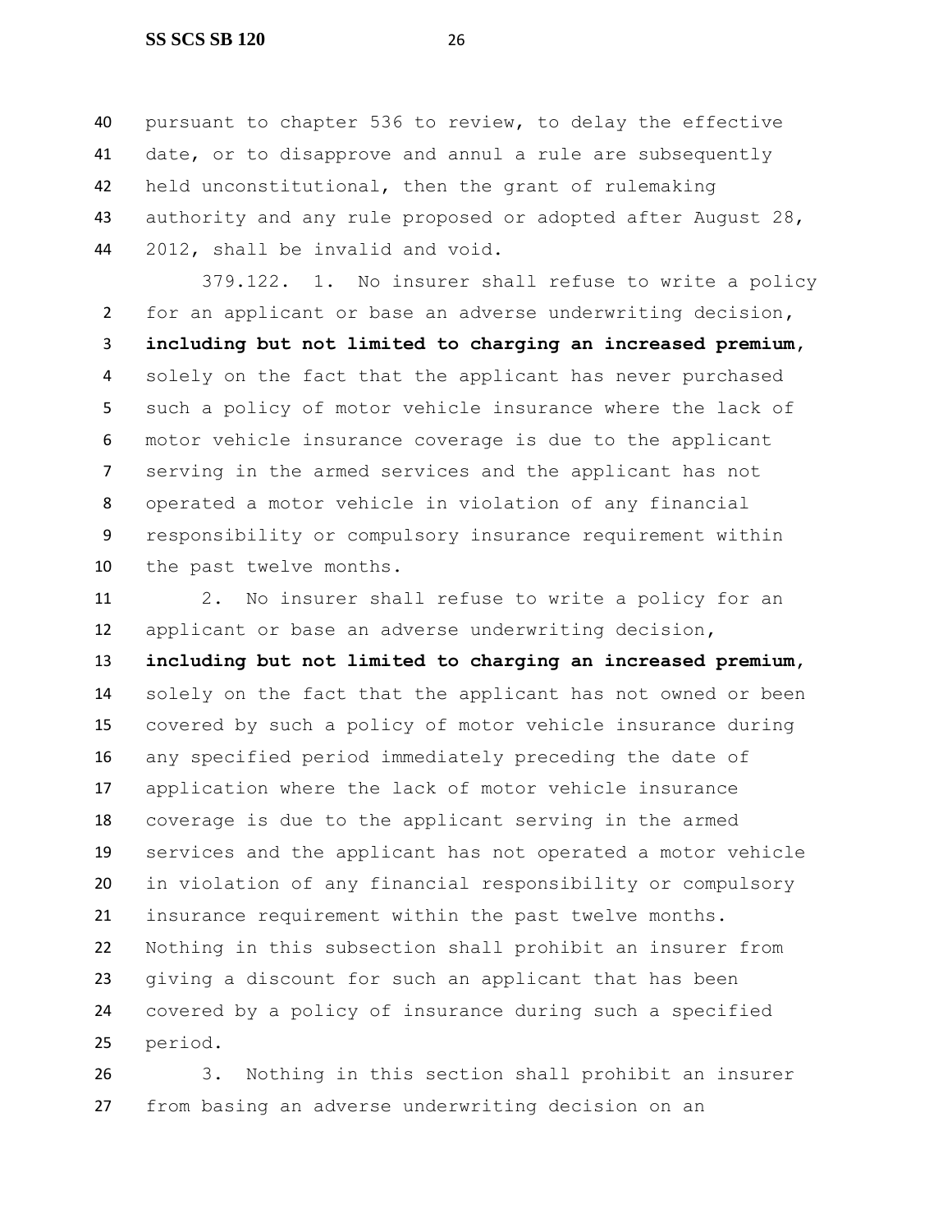pursuant to chapter 536 to review, to delay the effective date, or to disapprove and annul a rule are subsequently held unconstitutional, then the grant of rulemaking authority and any rule proposed or adopted after August 28, 2012, shall be invalid and void.

379.122. 1. No insurer shall refuse to write a policy for an applicant or base an adverse underwriting decision, **including but not limited to charging an increased premium**, solely on the fact that the applicant has never purchased such a policy of motor vehicle insurance where the lack of motor vehicle insurance coverage is due to the applicant serving in the armed services and the applicant has not operated a motor vehicle in violation of any financial responsibility or compulsory insurance requirement within the past twelve months.

2. No insurer shall refuse to write a policy for an applicant or base an adverse underwriting decision, **including but not limited to charging an increased premium**, solely on the fact that the applicant has not owned or been covered by such a policy of motor vehicle insurance during any specified period immediately preceding the date of application where the lack of motor vehicle insurance coverage is due to the applicant serving in the armed services and the applicant has not operated a motor vehicle in violation of any financial responsibility or compulsory insurance requirement within the past twelve months. Nothing in this subsection shall prohibit an insurer from giving a discount for such an applicant that has been covered by a policy of insurance during such a specified period.

3. Nothing in this section shall prohibit an insurer from basing an adverse underwriting decision on an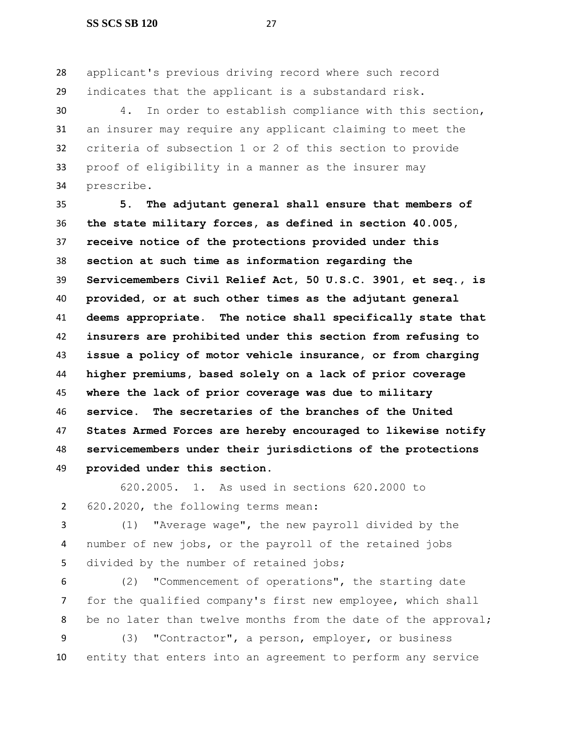applicant's previous driving record where such record indicates that the applicant is a substandard risk.

4. In order to establish compliance with this section, an insurer may require any applicant claiming to meet the criteria of subsection 1 or 2 of this section to provide proof of eligibility in a manner as the insurer may prescribe.

**5. The adjutant general shall ensure that members of the state military forces, as defined in section 40.005, receive notice of the protections provided under this section at such time as information regarding the Servicemembers Civil Relief Act, 50 U.S.C. 3901, et seq., is provided, or at such other times as the adjutant general deems appropriate. The notice shall specifically state that insurers are prohibited under this section from refusing to issue a policy of motor vehicle insurance, or from charging higher premiums, based solely on a lack of prior coverage where the lack of prior coverage was due to military service. The secretaries of the branches of the United States Armed Forces are hereby encouraged to likewise notify servicemembers under their jurisdictions of the protections provided under this section.**

620.2005. 1. As used in sections 620.2000 to 620.2020, the following terms mean:

(1) "Average wage", the new payroll divided by the number of new jobs, or the payroll of the retained jobs divided by the number of retained jobs;

(2) "Commencement of operations", the starting date for the qualified company's first new employee, which shall be no later than twelve months from the date of the approval;

(3) "Contractor", a person, employer, or business entity that enters into an agreement to perform any service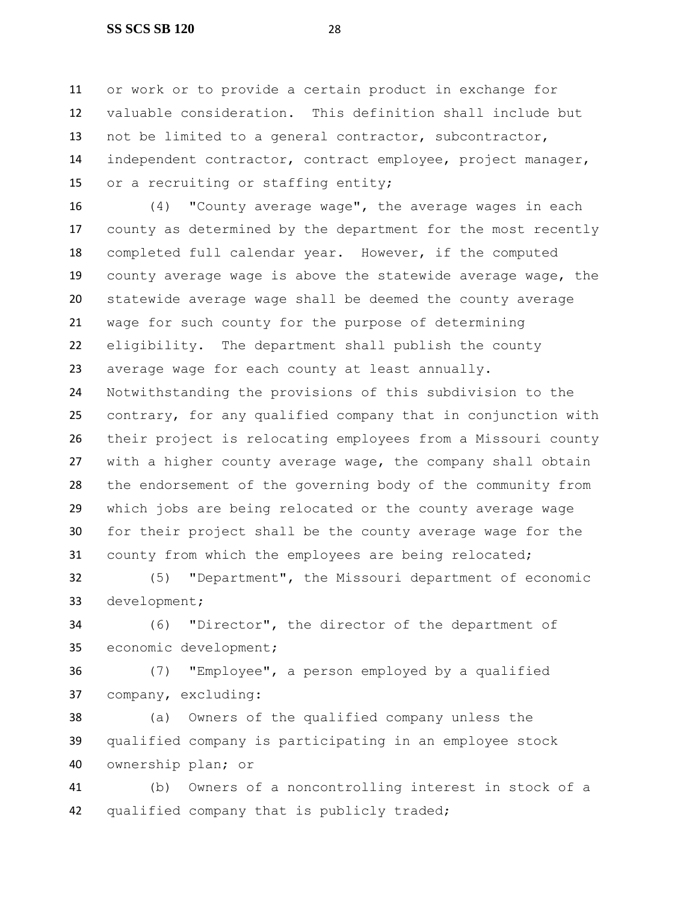or work or to provide a certain product in exchange for valuable consideration. This definition shall include but not be limited to a general contractor, subcontractor, independent contractor, contract employee, project manager, or a recruiting or staffing entity;

(4) "County average wage", the average wages in each county as determined by the department for the most recently completed full calendar year. However, if the computed county average wage is above the statewide average wage, the statewide average wage shall be deemed the county average wage for such county for the purpose of determining eligibility. The department shall publish the county average wage for each county at least annually. Notwithstanding the provisions of this subdivision to the contrary, for any qualified company that in conjunction with their project is relocating employees from a Missouri county with a higher county average wage, the company shall obtain the endorsement of the governing body of the community from which jobs are being relocated or the county average wage for their project shall be the county average wage for the county from which the employees are being relocated;

(5) "Department", the Missouri department of economic development;

(6) "Director", the director of the department of economic development;

(7) "Employee", a person employed by a qualified company, excluding:

(a) Owners of the qualified company unless the qualified company is participating in an employee stock ownership plan; or

(b) Owners of a noncontrolling interest in stock of a qualified company that is publicly traded;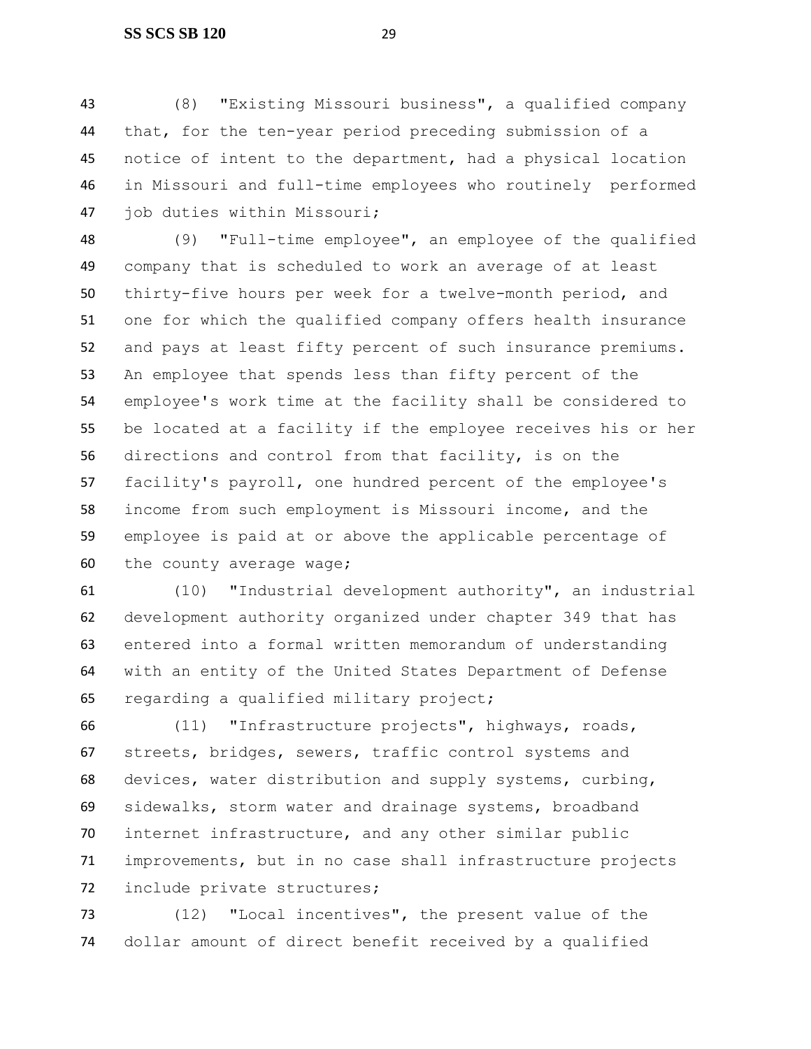(8) "Existing Missouri business", a qualified company that, for the ten-year period preceding submission of a notice of intent to the department, had a physical location in Missouri and full-time employees who routinely performed job duties within Missouri;

(9) "Full-time employee", an employee of the qualified company that is scheduled to work an average of at least thirty-five hours per week for a twelve-month period, and one for which the qualified company offers health insurance and pays at least fifty percent of such insurance premiums. An employee that spends less than fifty percent of the employee's work time at the facility shall be considered to be located at a facility if the employee receives his or her directions and control from that facility, is on the facility's payroll, one hundred percent of the employee's income from such employment is Missouri income, and the employee is paid at or above the applicable percentage of the county average wage;

(10) "Industrial development authority", an industrial development authority organized under chapter 349 that has entered into a formal written memorandum of understanding with an entity of the United States Department of Defense regarding a qualified military project;

(11) "Infrastructure projects", highways, roads, streets, bridges, sewers, traffic control systems and devices, water distribution and supply systems, curbing, sidewalks, storm water and drainage systems, broadband internet infrastructure, and any other similar public improvements, but in no case shall infrastructure projects include private structures;

(12) "Local incentives", the present value of the dollar amount of direct benefit received by a qualified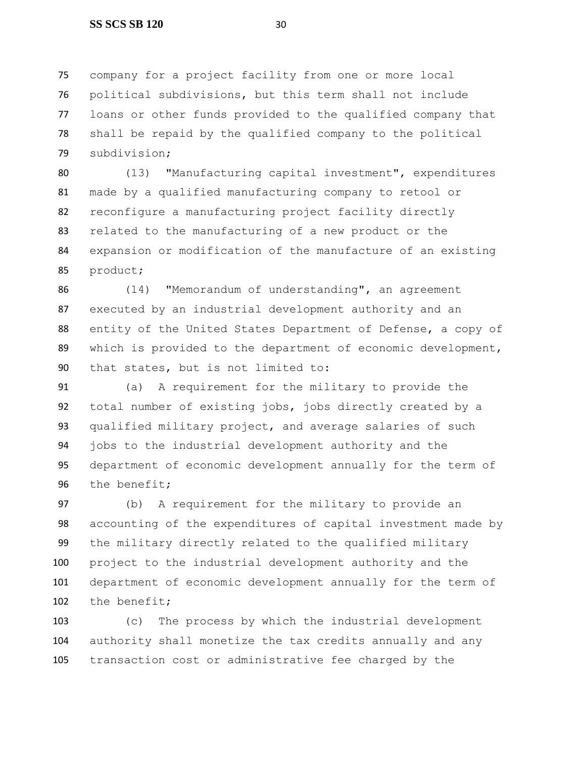company for a project facility from one or more local political subdivisions, but this term shall not include loans or other funds provided to the qualified company that shall be repaid by the qualified company to the political subdivision;

(13) "Manufacturing capital investment", expenditures made by a qualified manufacturing company to retool or reconfigure a manufacturing project facility directly related to the manufacturing of a new product or the expansion or modification of the manufacture of an existing product;

(14) "Memorandum of understanding", an agreement executed by an industrial development authority and an entity of the United States Department of Defense, a copy of which is provided to the department of economic development, that states, but is not limited to:

(a) A requirement for the military to provide the total number of existing jobs, jobs directly created by a qualified military project, and average salaries of such jobs to the industrial development authority and the department of economic development annually for the term of the benefit;

(b) A requirement for the military to provide an accounting of the expenditures of capital investment made by the military directly related to the qualified military project to the industrial development authority and the department of economic development annually for the term of the benefit;

(c) The process by which the industrial development authority shall monetize the tax credits annually and any transaction cost or administrative fee charged by the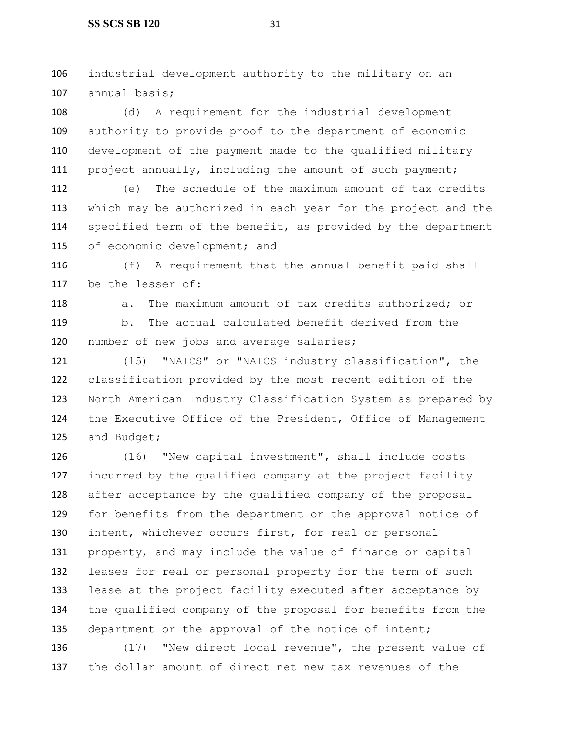industrial development authority to the military on an annual basis;

(d) A requirement for the industrial development authority to provide proof to the department of economic development of the payment made to the qualified military project annually, including the amount of such payment;

(e) The schedule of the maximum amount of tax credits which may be authorized in each year for the project and the specified term of the benefit, as provided by the department of economic development; and

(f) A requirement that the annual benefit paid shall be the lesser of:

a. The maximum amount of tax credits authorized; or

b. The actual calculated benefit derived from the number of new jobs and average salaries;

(15) "NAICS" or "NAICS industry classification", the classification provided by the most recent edition of the North American Industry Classification System as prepared by the Executive Office of the President, Office of Management and Budget;

(16) "New capital investment", shall include costs incurred by the qualified company at the project facility after acceptance by the qualified company of the proposal for benefits from the department or the approval notice of intent, whichever occurs first, for real or personal property, and may include the value of finance or capital leases for real or personal property for the term of such lease at the project facility executed after acceptance by the qualified company of the proposal for benefits from the department or the approval of the notice of intent;

(17) "New direct local revenue", the present value of the dollar amount of direct net new tax revenues of the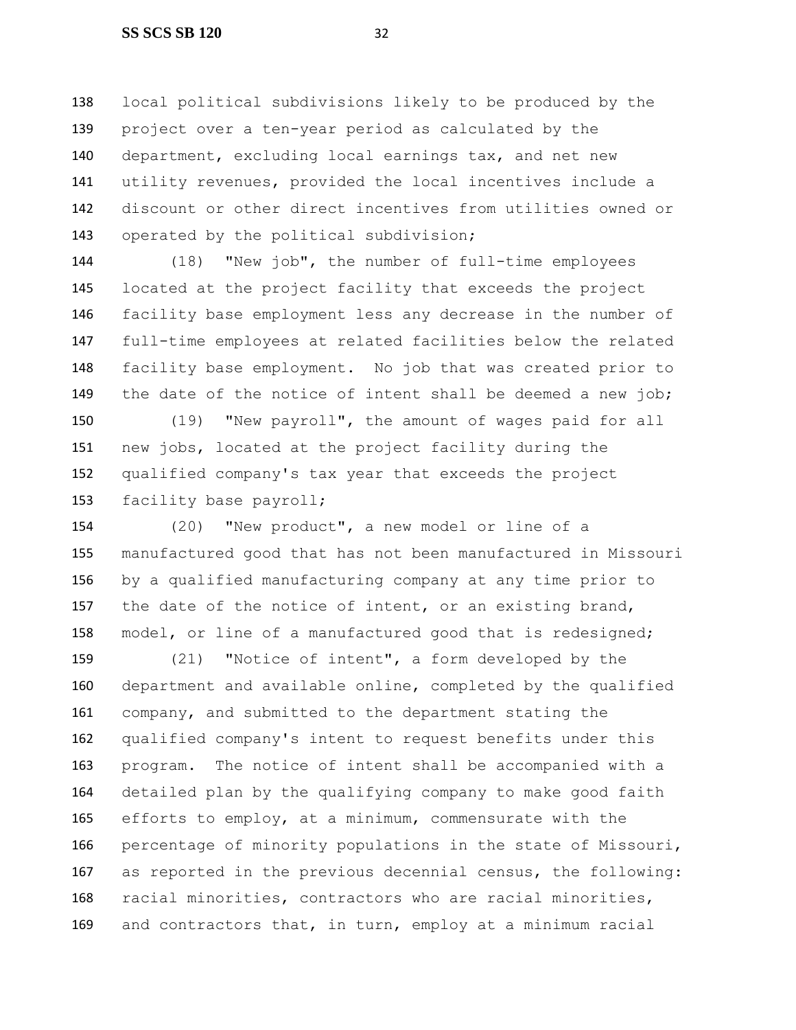local political subdivisions likely to be produced by the project over a ten-year period as calculated by the department, excluding local earnings tax, and net new utility revenues, provided the local incentives include a discount or other direct incentives from utilities owned or operated by the political subdivision;

(18) "New job", the number of full-time employees located at the project facility that exceeds the project facility base employment less any decrease in the number of full-time employees at related facilities below the related facility base employment. No job that was created prior to the date of the notice of intent shall be deemed a new job;

(19) "New payroll", the amount of wages paid for all new jobs, located at the project facility during the qualified company's tax year that exceeds the project facility base payroll;

(20) "New product", a new model or line of a manufactured good that has not been manufactured in Missouri by a qualified manufacturing company at any time prior to the date of the notice of intent, or an existing brand, model, or line of a manufactured good that is redesigned;

(21) "Notice of intent", a form developed by the department and available online, completed by the qualified company, and submitted to the department stating the qualified company's intent to request benefits under this program. The notice of intent shall be accompanied with a detailed plan by the qualifying company to make good faith efforts to employ, at a minimum, commensurate with the percentage of minority populations in the state of Missouri, as reported in the previous decennial census, the following: racial minorities, contractors who are racial minorities, and contractors that, in turn, employ at a minimum racial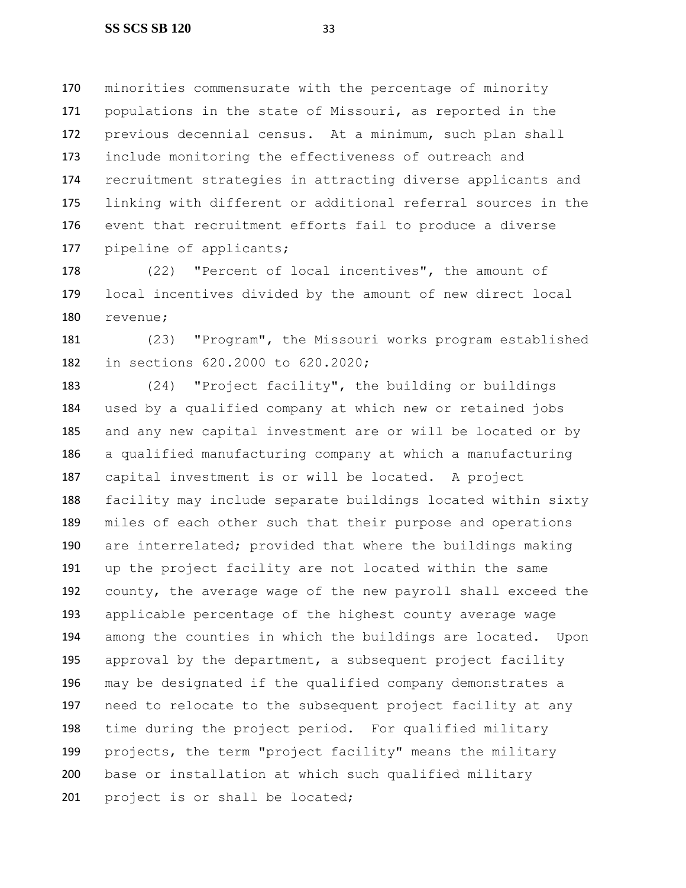minorities commensurate with the percentage of minority populations in the state of Missouri, as reported in the previous decennial census. At a minimum, such plan shall include monitoring the effectiveness of outreach and recruitment strategies in attracting diverse applicants and linking with different or additional referral sources in the event that recruitment efforts fail to produce a diverse pipeline of applicants;

(22) "Percent of local incentives", the amount of local incentives divided by the amount of new direct local revenue;

(23) "Program", the Missouri works program established in sections 620.2000 to 620.2020;

(24) "Project facility", the building or buildings used by a qualified company at which new or retained jobs and any new capital investment are or will be located or by a qualified manufacturing company at which a manufacturing capital investment is or will be located. A project facility may include separate buildings located within sixty miles of each other such that their purpose and operations are interrelated; provided that where the buildings making up the project facility are not located within the same county, the average wage of the new payroll shall exceed the applicable percentage of the highest county average wage among the counties in which the buildings are located. Upon approval by the department, a subsequent project facility may be designated if the qualified company demonstrates a need to relocate to the subsequent project facility at any time during the project period. For qualified military projects, the term "project facility" means the military base or installation at which such qualified military project is or shall be located;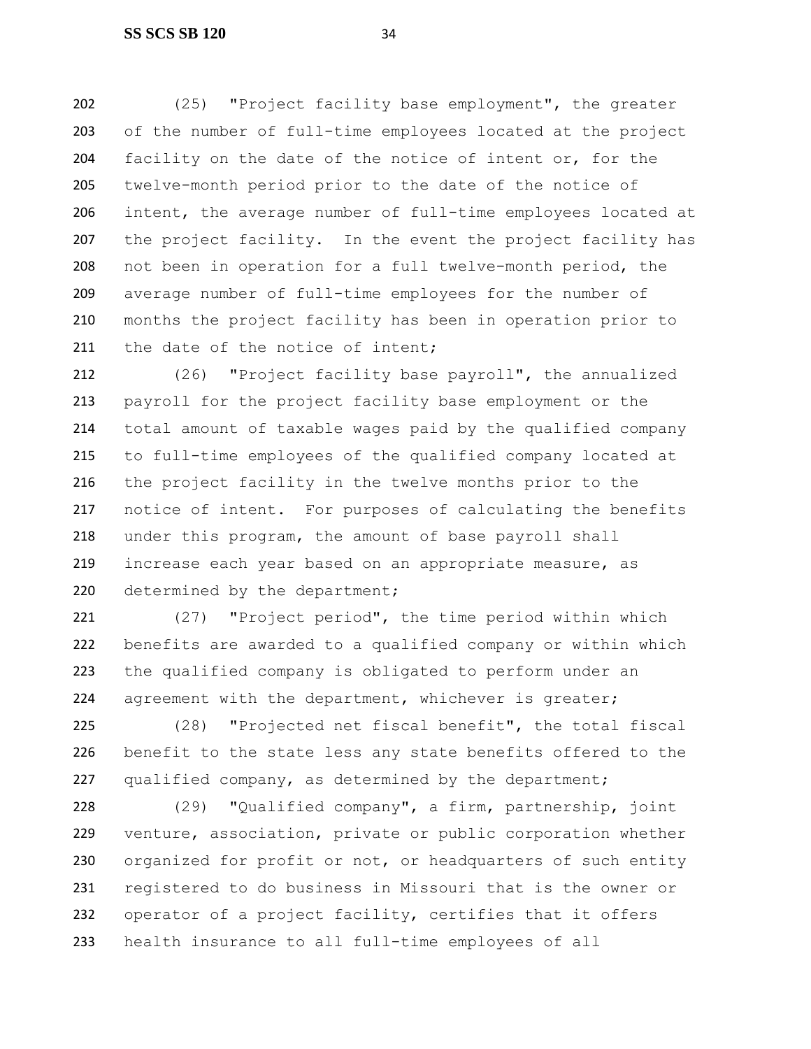(25) "Project facility base employment", the greater of the number of full-time employees located at the project facility on the date of the notice of intent or, for the twelve-month period prior to the date of the notice of intent, the average number of full-time employees located at the project facility. In the event the project facility has not been in operation for a full twelve-month period, the average number of full-time employees for the number of months the project facility has been in operation prior to the date of the notice of intent;

(26) "Project facility base payroll", the annualized payroll for the project facility base employment or the total amount of taxable wages paid by the qualified company to full-time employees of the qualified company located at the project facility in the twelve months prior to the notice of intent. For purposes of calculating the benefits under this program, the amount of base payroll shall increase each year based on an appropriate measure, as determined by the department;

(27) "Project period", the time period within which benefits are awarded to a qualified company or within which the qualified company is obligated to perform under an agreement with the department, whichever is greater;

(28) "Projected net fiscal benefit", the total fiscal benefit to the state less any state benefits offered to the qualified company, as determined by the department;

(29) "Qualified company", a firm, partnership, joint venture, association, private or public corporation whether organized for profit or not, or headquarters of such entity registered to do business in Missouri that is the owner or operator of a project facility, certifies that it offers health insurance to all full-time employees of all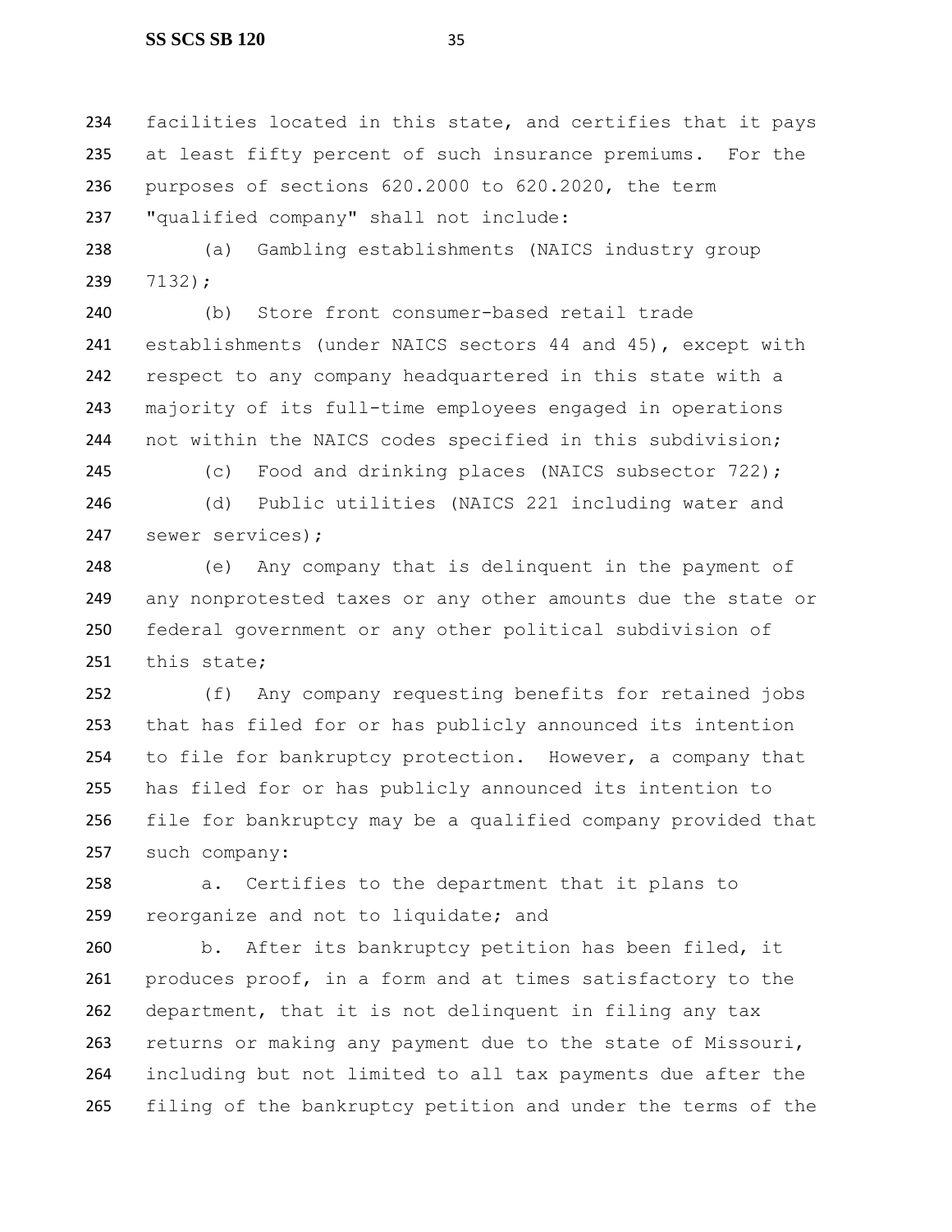facilities located in this state, and certifies that it pays at least fifty percent of such insurance premiums. For the purposes of sections 620.2000 to 620.2020, the term "qualified company" shall not include:

(a) Gambling establishments (NAICS industry group 7132);

(b) Store front consumer-based retail trade establishments (under NAICS sectors 44 and 45), except with respect to any company headquartered in this state with a majority of its full-time employees engaged in operations not within the NAICS codes specified in this subdivision;

(c) Food and drinking places (NAICS subsector 722);

(d) Public utilities (NAICS 221 including water and sewer services);

(e) Any company that is delinquent in the payment of any nonprotested taxes or any other amounts due the state or federal government or any other political subdivision of this state;

(f) Any company requesting benefits for retained jobs that has filed for or has publicly announced its intention to file for bankruptcy protection. However, a company that has filed for or has publicly announced its intention to file for bankruptcy may be a qualified company provided that such company:

a. Certifies to the department that it plans to reorganize and not to liquidate; and

b. After its bankruptcy petition has been filed, it produces proof, in a form and at times satisfactory to the department, that it is not delinquent in filing any tax returns or making any payment due to the state of Missouri, including but not limited to all tax payments due after the filing of the bankruptcy petition and under the terms of the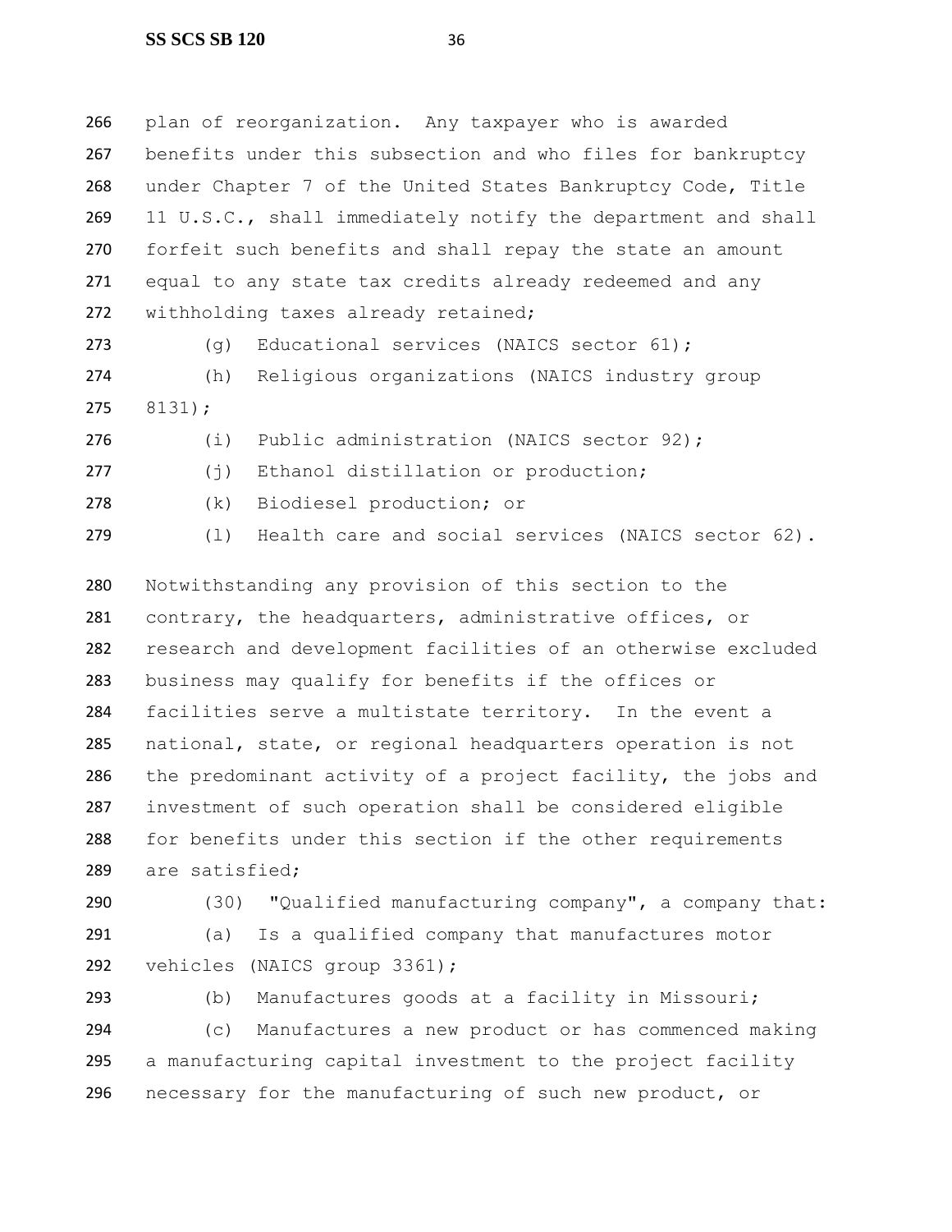plan of reorganization. Any taxpayer who is awarded benefits under this subsection and who files for bankruptcy under Chapter 7 of the United States Bankruptcy Code, Title 11 U.S.C., shall immediately notify the department and shall forfeit such benefits and shall repay the state an amount equal to any state tax credits already redeemed and any withholding taxes already retained;

(g) Educational services (NAICS sector 61);

(h) Religious organizations (NAICS industry group 8131);

(i) Public administration (NAICS sector 92);

(j) Ethanol distillation or production;

(k) Biodiesel production; or

(l) Health care and social services (NAICS sector 62).

Notwithstanding any provision of this section to the contrary, the headquarters, administrative offices, or research and development facilities of an otherwise excluded business may qualify for benefits if the offices or facilities serve a multistate territory. In the event a national, state, or regional headquarters operation is not the predominant activity of a project facility, the jobs and investment of such operation shall be considered eligible for benefits under this section if the other requirements are satisfied;

(30) "Qualified manufacturing company", a company that:

(a) Is a qualified company that manufactures motor vehicles (NAICS group 3361);

(b) Manufactures goods at a facility in Missouri;

(c) Manufactures a new product or has commenced making a manufacturing capital investment to the project facility necessary for the manufacturing of such new product, or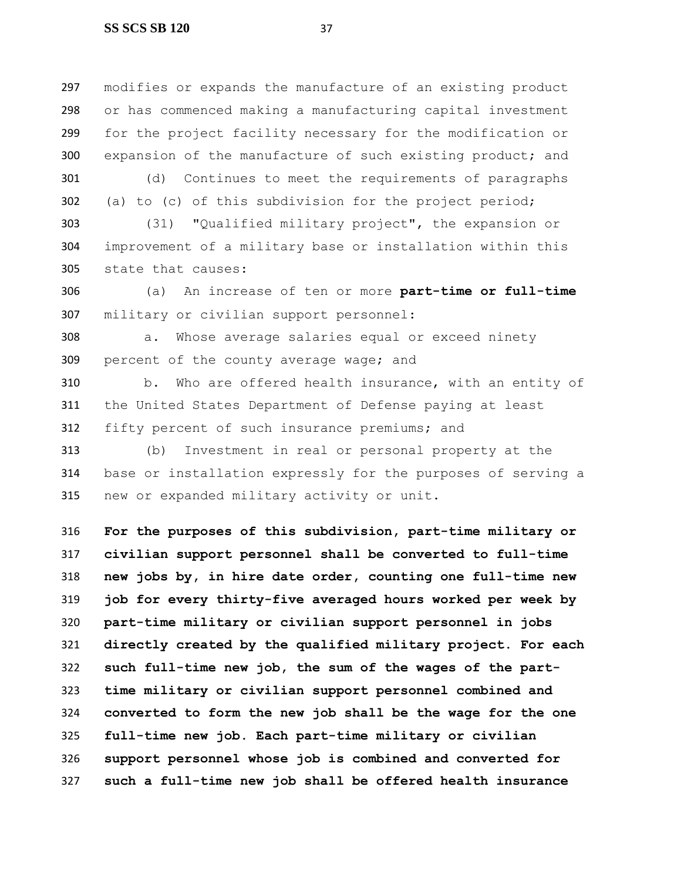modifies or expands the manufacture of an existing product or has commenced making a manufacturing capital investment for the project facility necessary for the modification or expansion of the manufacture of such existing product; and

(d) Continues to meet the requirements of paragraphs (a) to (c) of this subdivision for the project period;

(31) "Qualified military project", the expansion or improvement of a military base or installation within this state that causes:

(a) An increase of ten or more **part-time or full-time** military or civilian support personnel:

a. Whose average salaries equal or exceed ninety percent of the county average wage; and

b. Who are offered health insurance, with an entity of the United States Department of Defense paying at least fifty percent of such insurance premiums; and

(b) Investment in real or personal property at the base or installation expressly for the purposes of serving a new or expanded military activity or unit.

**For the purposes of this subdivision, part-time military or civilian support personnel shall be converted to full-time new jobs by, in hire date order, counting one full-time new job for every thirty-five averaged hours worked per week by part-time military or civilian support personnel in jobs directly created by the qualified military project. For each such full-time new job, the sum of the wages of the part-time military or civilian support personnel combined and converted to form the new job shall be the wage for the one full-time new job. Each part-time military or civilian support personnel whose job is combined and converted for such a full-time new job shall be offered health insurance**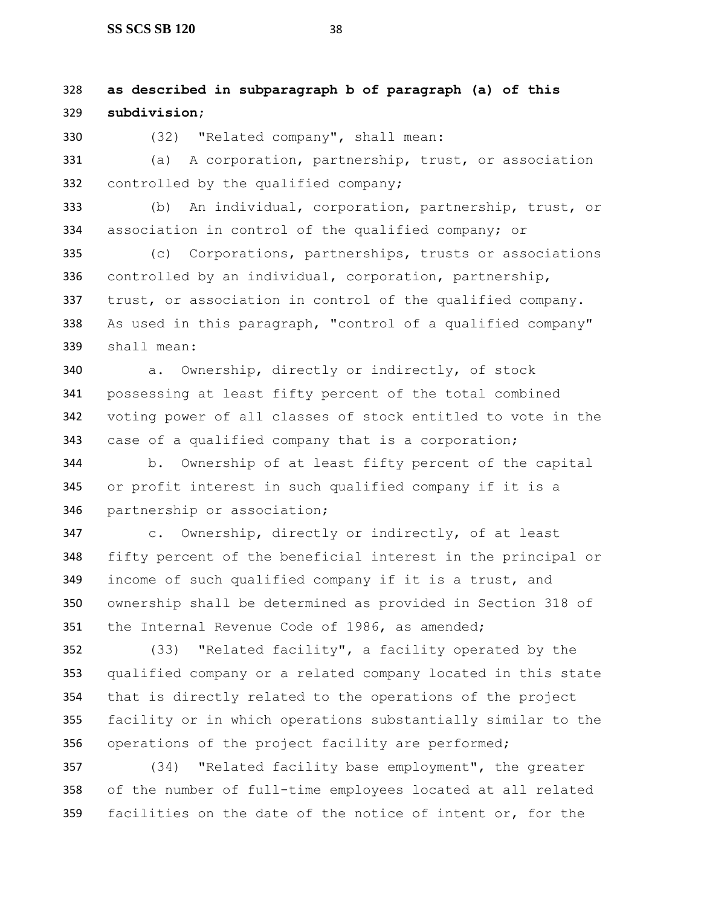**as described in subparagraph b of paragraph (a) of this subdivision**;

(32) "Related company", shall mean:

(a) A corporation, partnership, trust, or association controlled by the qualified company;

(b) An individual, corporation, partnership, trust, or association in control of the qualified company; or

(c) Corporations, partnerships, trusts or associations controlled by an individual, corporation, partnership, trust, or association in control of the qualified company. As used in this paragraph, "control of a qualified company" shall mean:

a. Ownership, directly or indirectly, of stock possessing at least fifty percent of the total combined voting power of all classes of stock entitled to vote in the case of a qualified company that is a corporation;

b. Ownership of at least fifty percent of the capital or profit interest in such qualified company if it is a partnership or association;

c. Ownership, directly or indirectly, of at least fifty percent of the beneficial interest in the principal or income of such qualified company if it is a trust, and ownership shall be determined as provided in Section 318 of the Internal Revenue Code of 1986, as amended;

(33) "Related facility", a facility operated by the qualified company or a related company located in this state that is directly related to the operations of the project facility or in which operations substantially similar to the operations of the project facility are performed;

(34) "Related facility base employment", the greater of the number of full-time employees located at all related facilities on the date of the notice of intent or, for the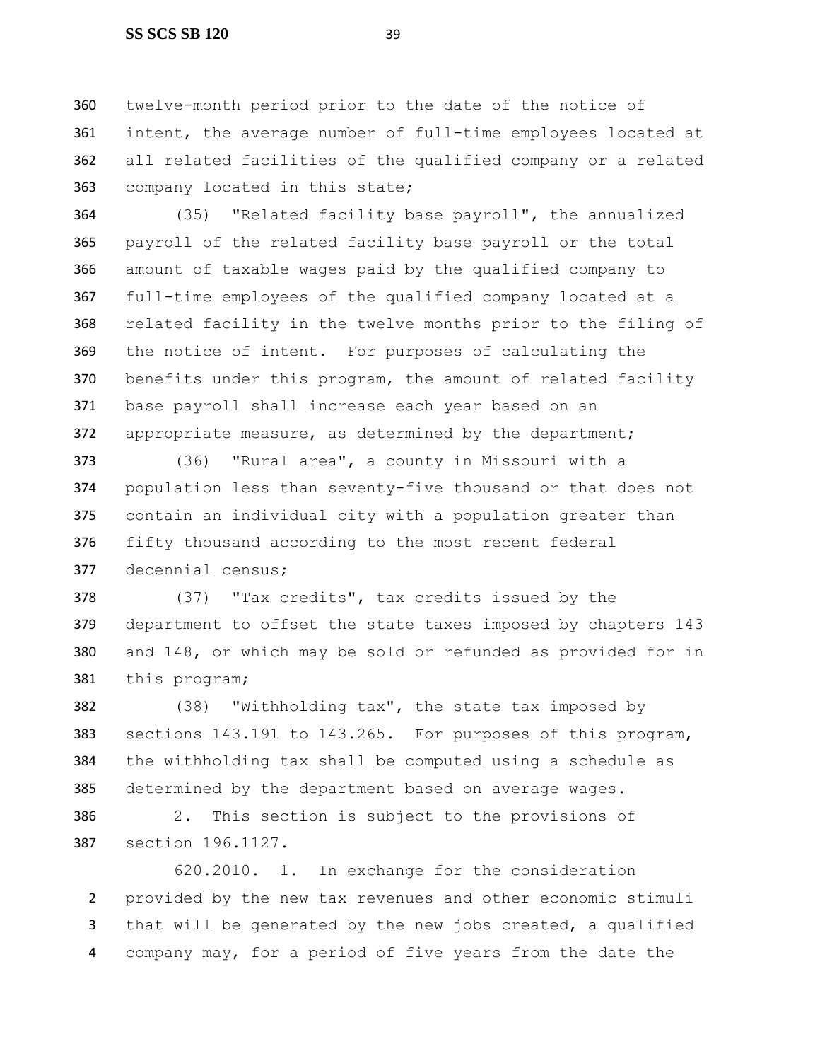twelve-month period prior to the date of the notice of intent, the average number of full-time employees located at all related facilities of the qualified company or a related company located in this state;

(35) "Related facility base payroll", the annualized payroll of the related facility base payroll or the total amount of taxable wages paid by the qualified company to full-time employees of the qualified company located at a related facility in the twelve months prior to the filing of the notice of intent. For purposes of calculating the benefits under this program, the amount of related facility base payroll shall increase each year based on an appropriate measure, as determined by the department;

(36) "Rural area", a county in Missouri with a population less than seventy-five thousand or that does not contain an individual city with a population greater than fifty thousand according to the most recent federal decennial census;

(37) "Tax credits", tax credits issued by the department to offset the state taxes imposed by chapters 143 and 148, or which may be sold or refunded as provided for in this program;

(38) "Withholding tax", the state tax imposed by sections 143.191 to 143.265. For purposes of this program, the withholding tax shall be computed using a schedule as determined by the department based on average wages.

2. This section is subject to the provisions of section 196.1127.

620.2010. 1. In exchange for the consideration provided by the new tax revenues and other economic stimuli that will be generated by the new jobs created, a qualified company may, for a period of five years from the date the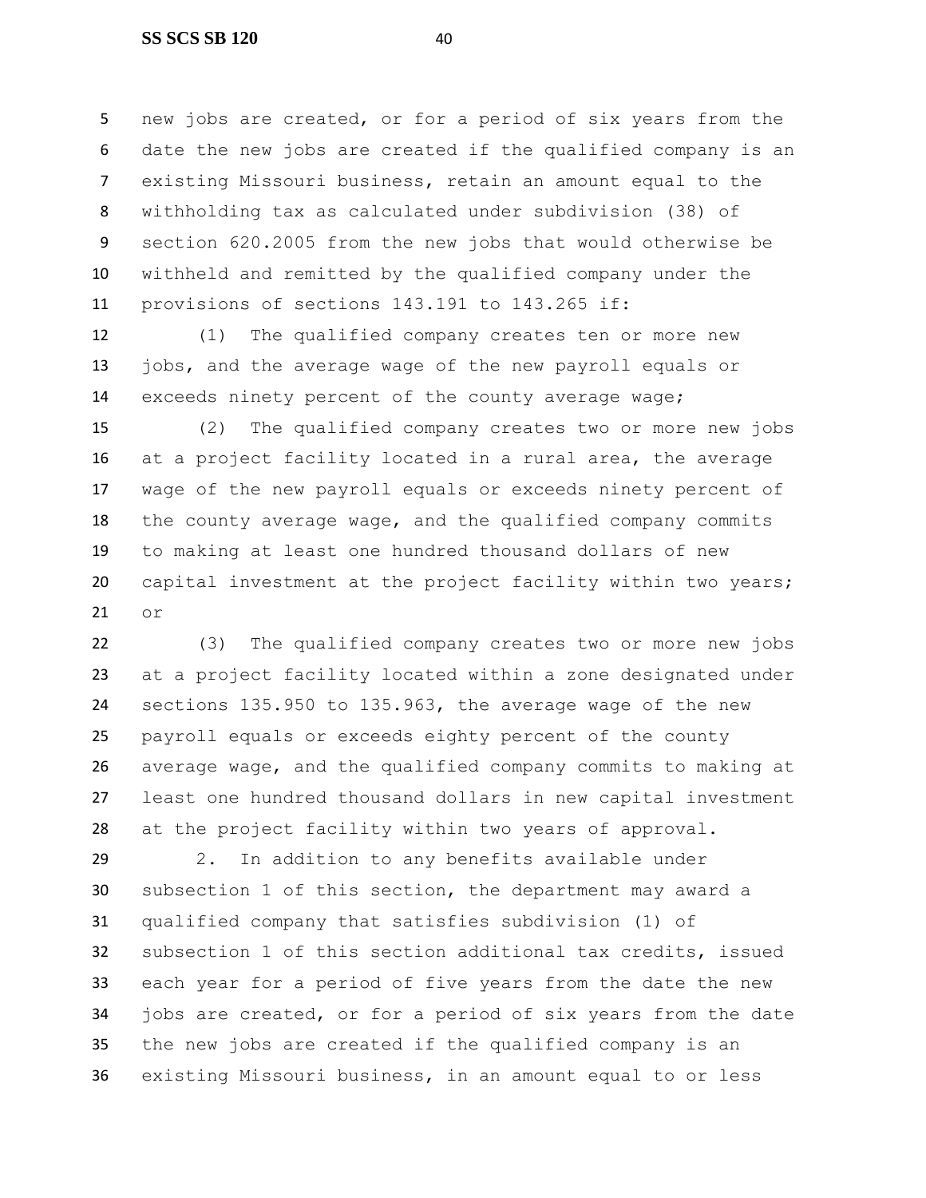new jobs are created, or for a period of six years from the date the new jobs are created if the qualified company is an existing Missouri business, retain an amount equal to the withholding tax as calculated under subdivision (38) of section 620.2005 from the new jobs that would otherwise be withheld and remitted by the qualified company under the provisions of sections 143.191 to 143.265 if:

(1) The qualified company creates ten or more new jobs, and the average wage of the new payroll equals or exceeds ninety percent of the county average wage;

(2) The qualified company creates two or more new jobs at a project facility located in a rural area, the average wage of the new payroll equals or exceeds ninety percent of the county average wage, and the qualified company commits to making at least one hundred thousand dollars of new capital investment at the project facility within two years; or

(3) The qualified company creates two or more new jobs at a project facility located within a zone designated under sections 135.950 to 135.963, the average wage of the new payroll equals or exceeds eighty percent of the county average wage, and the qualified company commits to making at least one hundred thousand dollars in new capital investment at the project facility within two years of approval.

2. In addition to any benefits available under subsection 1 of this section, the department may award a qualified company that satisfies subdivision (1) of subsection 1 of this section additional tax credits, issued each year for a period of five years from the date the new jobs are created, or for a period of six years from the date the new jobs are created if the qualified company is an existing Missouri business, in an amount equal to or less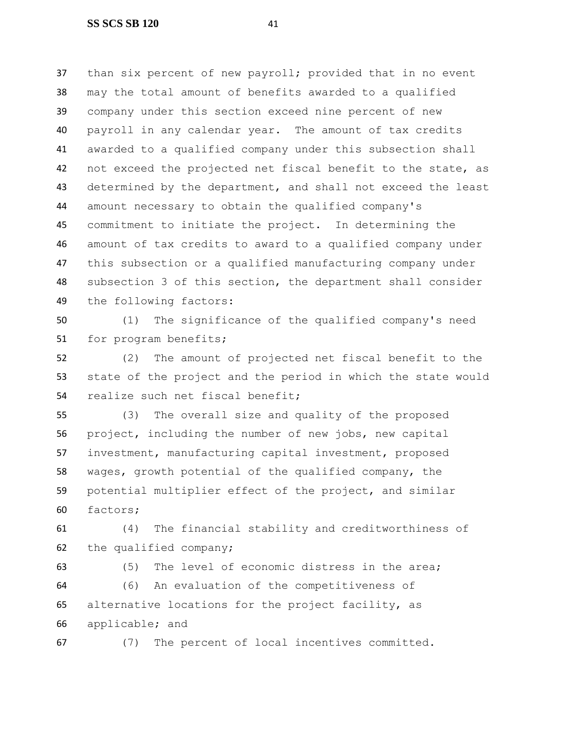than six percent of new payroll; provided that in no event may the total amount of benefits awarded to a qualified company under this section exceed nine percent of new payroll in any calendar year. The amount of tax credits awarded to a qualified company under this subsection shall not exceed the projected net fiscal benefit to the state, as determined by the department, and shall not exceed the least amount necessary to obtain the qualified company's commitment to initiate the project. In determining the amount of tax credits to award to a qualified company under this subsection or a qualified manufacturing company under subsection 3 of this section, the department shall consider the following factors:

(1) The significance of the qualified company's need for program benefits;

(2) The amount of projected net fiscal benefit to the state of the project and the period in which the state would realize such net fiscal benefit;

(3) The overall size and quality of the proposed project, including the number of new jobs, new capital investment, manufacturing capital investment, proposed wages, growth potential of the qualified company, the potential multiplier effect of the project, and similar factors;

(4) The financial stability and creditworthiness of the qualified company;

(5) The level of economic distress in the area;

(6) An evaluation of the competitiveness of alternative locations for the project facility, as applicable; and

(7) The percent of local incentives committed.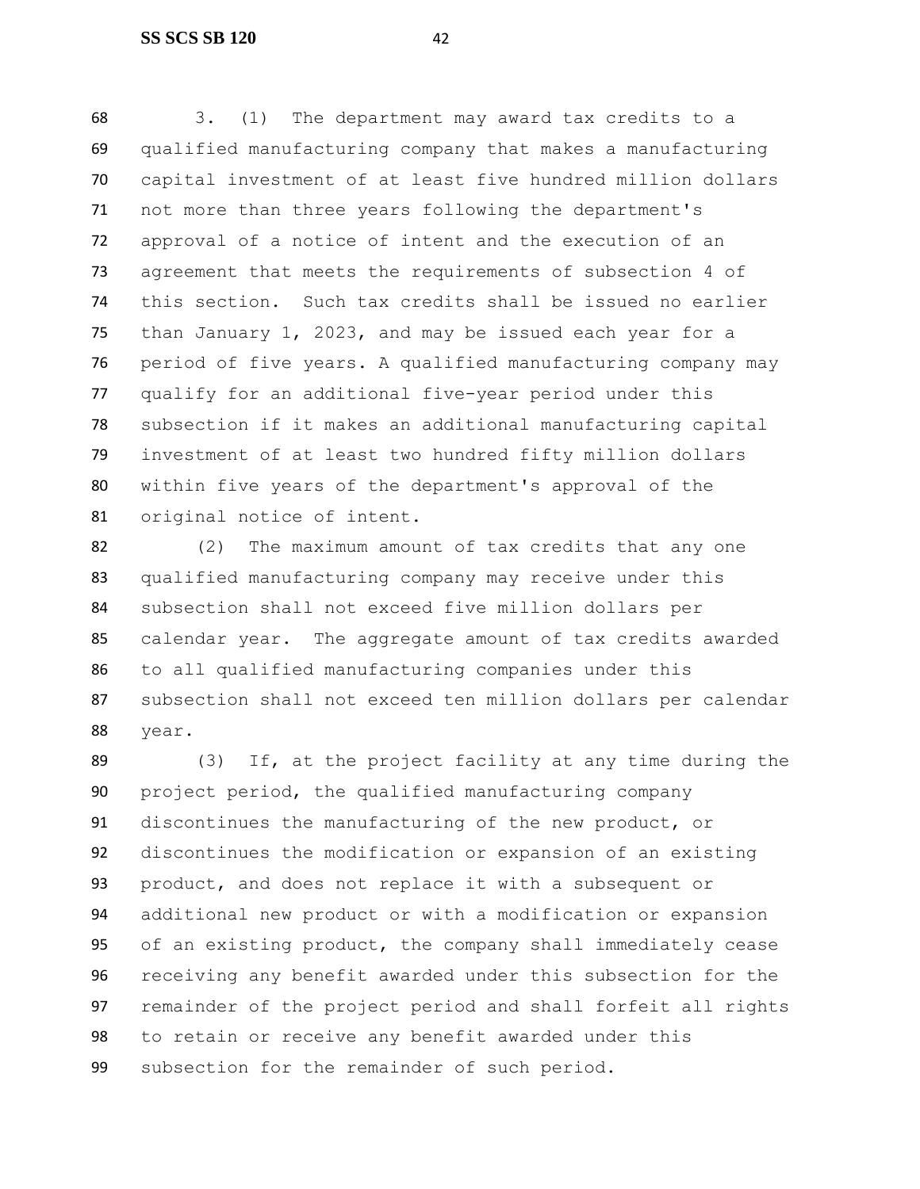3. (1) The department may award tax credits to a qualified manufacturing company that makes a manufacturing capital investment of at least five hundred million dollars not more than three years following the department's approval of a notice of intent and the execution of an agreement that meets the requirements of subsection 4 of this section. Such tax credits shall be issued no earlier than January 1, 2023, and may be issued each year for a period of five years. A qualified manufacturing company may qualify for an additional five-year period under this subsection if it makes an additional manufacturing capital investment of at least two hundred fifty million dollars within five years of the department's approval of the original notice of intent.

(2) The maximum amount of tax credits that any one qualified manufacturing company may receive under this subsection shall not exceed five million dollars per calendar year. The aggregate amount of tax credits awarded to all qualified manufacturing companies under this subsection shall not exceed ten million dollars per calendar year.

(3) If, at the project facility at any time during the project period, the qualified manufacturing company discontinues the manufacturing of the new product, or discontinues the modification or expansion of an existing product, and does not replace it with a subsequent or additional new product or with a modification or expansion of an existing product, the company shall immediately cease receiving any benefit awarded under this subsection for the remainder of the project period and shall forfeit all rights to retain or receive any benefit awarded under this subsection for the remainder of such period.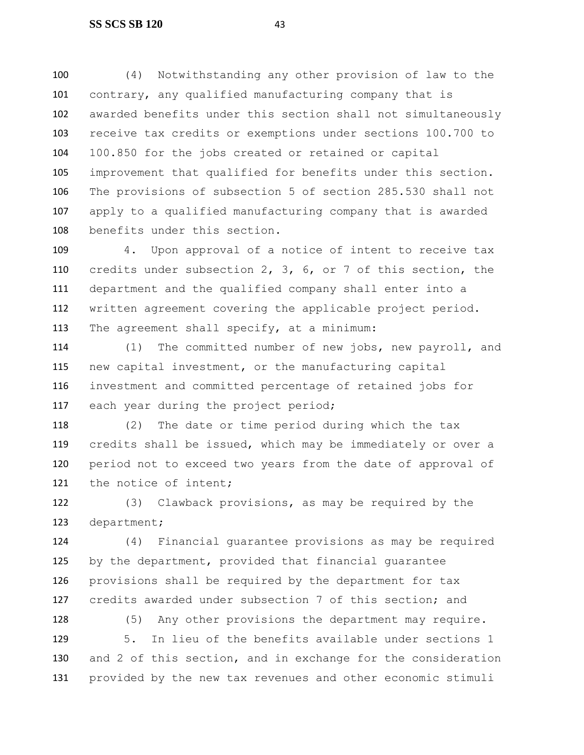(4) Notwithstanding any other provision of law to the contrary, any qualified manufacturing company that is awarded benefits under this section shall not simultaneously receive tax credits or exemptions under sections 100.700 to 100.850 for the jobs created or retained or capital improvement that qualified for benefits under this section. The provisions of subsection 5 of section 285.530 shall not apply to a qualified manufacturing company that is awarded benefits under this section.

4. Upon approval of a notice of intent to receive tax credits under subsection 2, 3, 6, or 7 of this section, the department and the qualified company shall enter into a written agreement covering the applicable project period. The agreement shall specify, at a minimum:

(1) The committed number of new jobs, new payroll, and new capital investment, or the manufacturing capital investment and committed percentage of retained jobs for each year during the project period;

(2) The date or time period during which the tax credits shall be issued, which may be immediately or over a period not to exceed two years from the date of approval of the notice of intent;

(3) Clawback provisions, as may be required by the department;

(4) Financial guarantee provisions as may be required by the department, provided that financial guarantee provisions shall be required by the department for tax credits awarded under subsection 7 of this section; and

(5) Any other provisions the department may require.

5. In lieu of the benefits available under sections 1 and 2 of this section, and in exchange for the consideration provided by the new tax revenues and other economic stimuli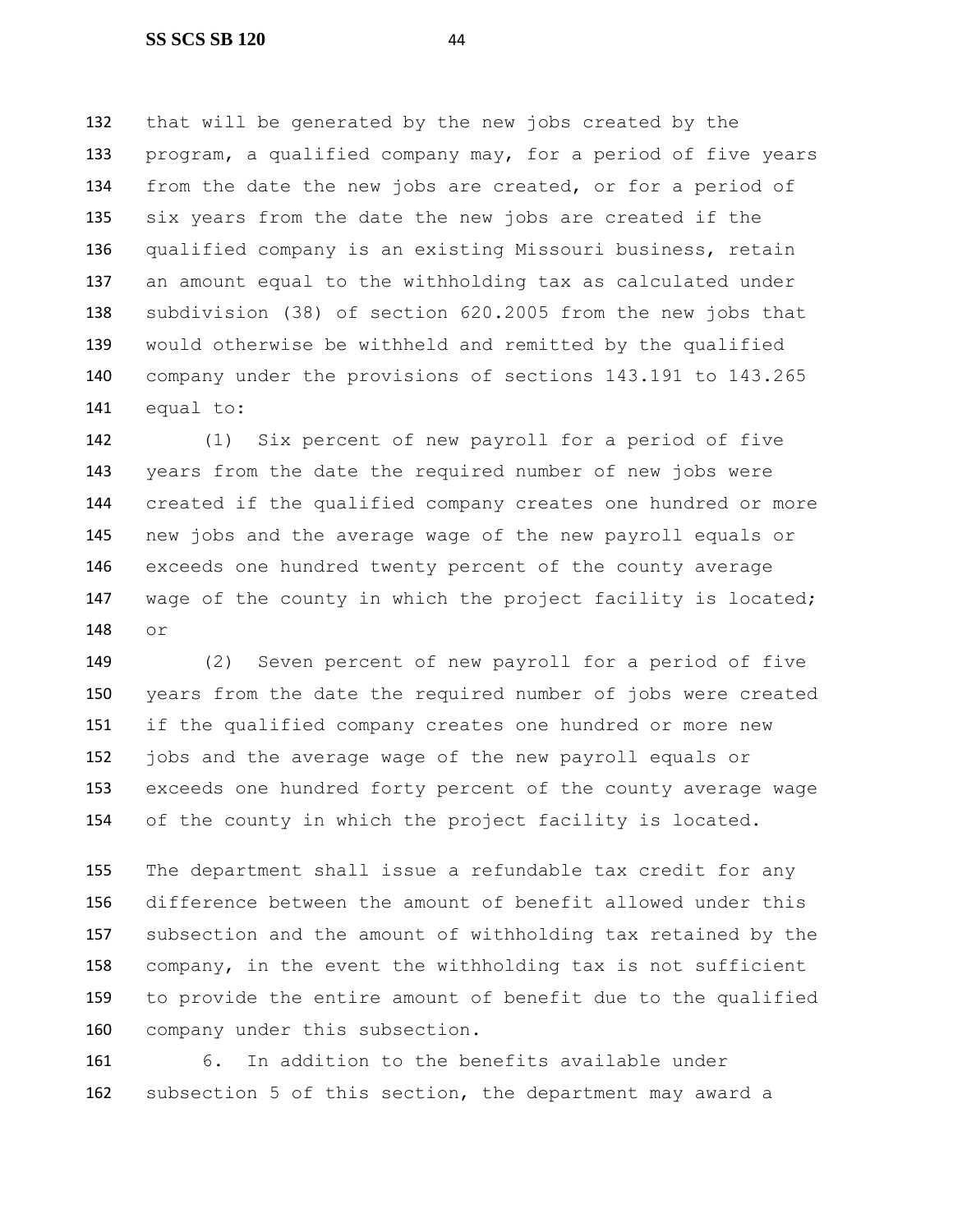that will be generated by the new jobs created by the program, a qualified company may, for a period of five years from the date the new jobs are created, or for a period of six years from the date the new jobs are created if the qualified company is an existing Missouri business, retain an amount equal to the withholding tax as calculated under subdivision (38) of section 620.2005 from the new jobs that would otherwise be withheld and remitted by the qualified company under the provisions of sections 143.191 to 143.265 equal to:

(1) Six percent of new payroll for a period of five years from the date the required number of new jobs were created if the qualified company creates one hundred or more new jobs and the average wage of the new payroll equals or exceeds one hundred twenty percent of the county average wage of the county in which the project facility is located; or

(2) Seven percent of new payroll for a period of five years from the date the required number of jobs were created if the qualified company creates one hundred or more new jobs and the average wage of the new payroll equals or exceeds one hundred forty percent of the county average wage of the county in which the project facility is located.

The department shall issue a refundable tax credit for any difference between the amount of benefit allowed under this subsection and the amount of withholding tax retained by the company, in the event the withholding tax is not sufficient to provide the entire amount of benefit due to the qualified company under this subsection.

6. In addition to the benefits available under subsection 5 of this section, the department may award a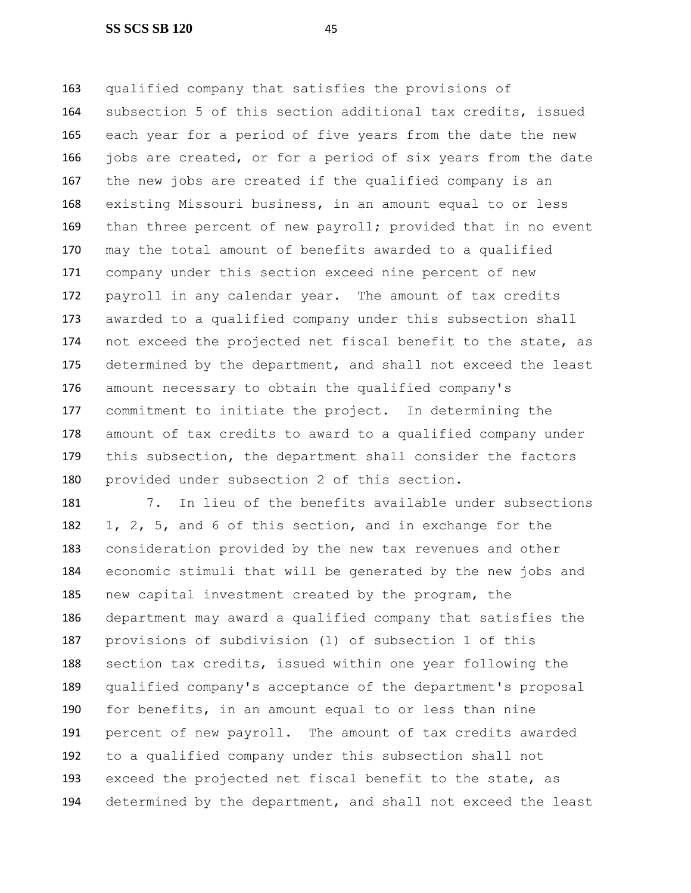qualified company that satisfies the provisions of subsection 5 of this section additional tax credits, issued each year for a period of five years from the date the new jobs are created, or for a period of six years from the date the new jobs are created if the qualified company is an existing Missouri business, in an amount equal to or less than three percent of new payroll; provided that in no event may the total amount of benefits awarded to a qualified company under this section exceed nine percent of new payroll in any calendar year. The amount of tax credits awarded to a qualified company under this subsection shall not exceed the projected net fiscal benefit to the state, as determined by the department, and shall not exceed the least amount necessary to obtain the qualified company's commitment to initiate the project. In determining the amount of tax credits to award to a qualified company under this subsection, the department shall consider the factors provided under subsection 2 of this section.

7. In lieu of the benefits available under subsections 1, 2, 5, and 6 of this section, and in exchange for the consideration provided by the new tax revenues and other economic stimuli that will be generated by the new jobs and new capital investment created by the program, the department may award a qualified company that satisfies the provisions of subdivision (1) of subsection 1 of this section tax credits, issued within one year following the qualified company's acceptance of the department's proposal for benefits, in an amount equal to or less than nine percent of new payroll. The amount of tax credits awarded to a qualified company under this subsection shall not exceed the projected net fiscal benefit to the state, as determined by the department, and shall not exceed the least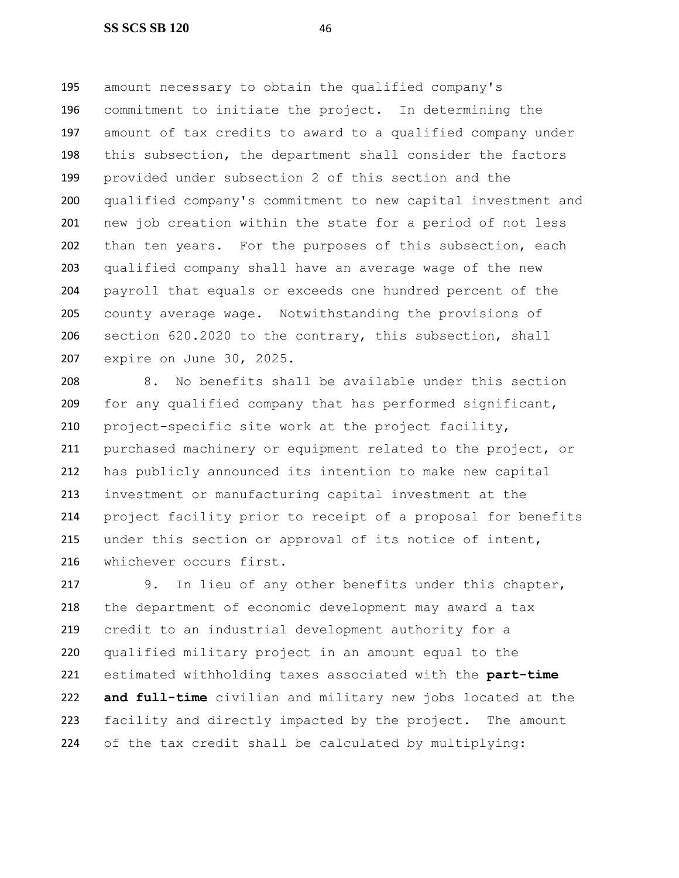amount necessary to obtain the qualified company's commitment to initiate the project. In determining the amount of tax credits to award to a qualified company under this subsection, the department shall consider the factors provided under subsection 2 of this section and the qualified company's commitment to new capital investment and new job creation within the state for a period of not less than ten years. For the purposes of this subsection, each qualified company shall have an average wage of the new payroll that equals or exceeds one hundred percent of the county average wage. Notwithstanding the provisions of section 620.2020 to the contrary, this subsection, shall expire on June 30, 2025.

8. No benefits shall be available under this section for any qualified company that has performed significant, project-specific site work at the project facility, purchased machinery or equipment related to the project, or has publicly announced its intention to make new capital investment or manufacturing capital investment at the project facility prior to receipt of a proposal for benefits under this section or approval of its notice of intent, whichever occurs first.

9. In lieu of any other benefits under this chapter, the department of economic development may award a tax credit to an industrial development authority for a qualified military project in an amount equal to the estimated withholding taxes associated with the **part-time and full-time** civilian and military new jobs located at the facility and directly impacted by the project. The amount of the tax credit shall be calculated by multiplying: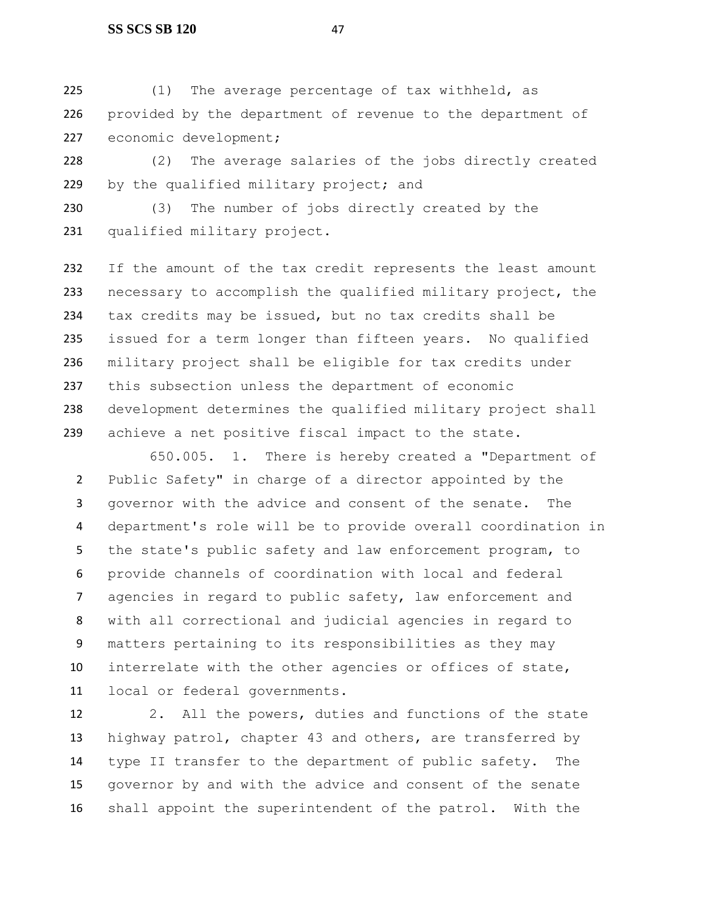(1) The average percentage of tax withheld, as provided by the department of revenue to the department of economic development;

(2) The average salaries of the jobs directly created by the qualified military project; and

(3) The number of jobs directly created by the qualified military project.

If the amount of the tax credit represents the least amount necessary to accomplish the qualified military project, the tax credits may be issued, but no tax credits shall be issued for a term longer than fifteen years. No qualified military project shall be eligible for tax credits under this subsection unless the department of economic development determines the qualified military project shall achieve a net positive fiscal impact to the state.

650.005. 1. There is hereby created a "Department of Public Safety" in charge of a director appointed by the governor with the advice and consent of the senate. The department's role will be to provide overall coordination in the state's public safety and law enforcement program, to provide channels of coordination with local and federal agencies in regard to public safety, law enforcement and with all correctional and judicial agencies in regard to matters pertaining to its responsibilities as they may interrelate with the other agencies or offices of state, local or federal governments.

2. All the powers, duties and functions of the state highway patrol, chapter 43 and others, are transferred by type II transfer to the department of public safety. The governor by and with the advice and consent of the senate shall appoint the superintendent of the patrol. With the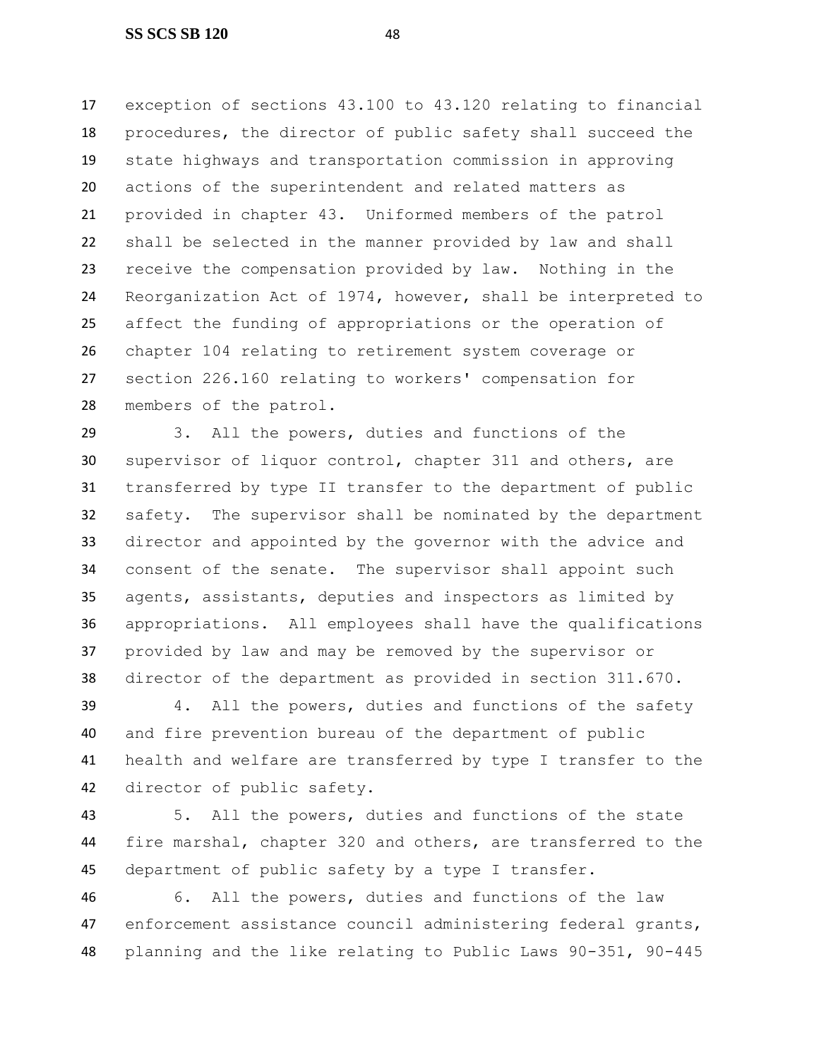exception of sections 43.100 to 43.120 relating to financial procedures, the director of public safety shall succeed the state highways and transportation commission in approving actions of the superintendent and related matters as provided in chapter 43. Uniformed members of the patrol shall be selected in the manner provided by law and shall receive the compensation provided by law. Nothing in the Reorganization Act of 1974, however, shall be interpreted to affect the funding of appropriations or the operation of chapter 104 relating to retirement system coverage or section 226.160 relating to workers' compensation for members of the patrol.

3. All the powers, duties and functions of the supervisor of liquor control, chapter 311 and others, are transferred by type II transfer to the department of public safety. The supervisor shall be nominated by the department director and appointed by the governor with the advice and consent of the senate. The supervisor shall appoint such agents, assistants, deputies and inspectors as limited by appropriations. All employees shall have the qualifications provided by law and may be removed by the supervisor or director of the department as provided in section 311.670.

4. All the powers, duties and functions of the safety and fire prevention bureau of the department of public health and welfare are transferred by type I transfer to the director of public safety.

5. All the powers, duties and functions of the state fire marshal, chapter 320 and others, are transferred to the department of public safety by a type I transfer.

6. All the powers, duties and functions of the law enforcement assistance council administering federal grants, planning and the like relating to Public Laws 90-351, 90-445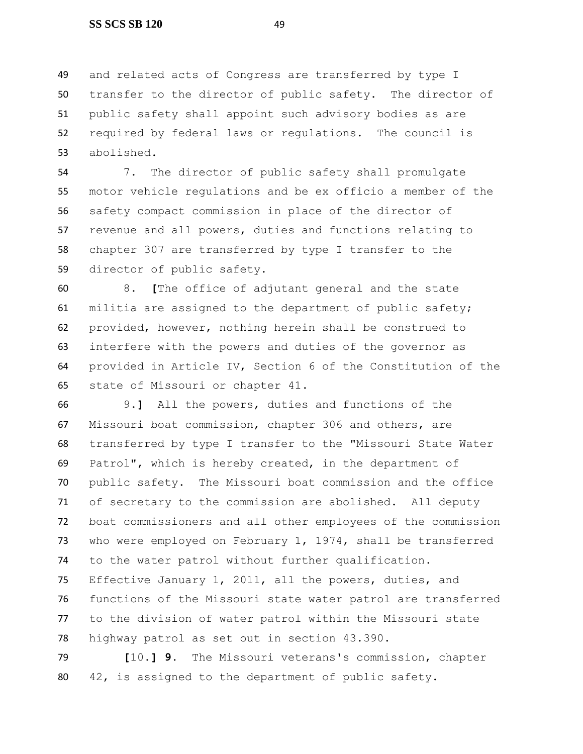and related acts of Congress are transferred by type I transfer to the director of public safety. The director of public safety shall appoint such advisory bodies as are required by federal laws or regulations. The council is abolished.

7. The director of public safety shall promulgate motor vehicle regulations and be ex officio a member of the safety compact commission in place of the director of revenue and all powers, duties and functions relating to chapter 307 are transferred by type I transfer to the director of public safety.

8. **[**The office of adjutant general and the state militia are assigned to the department of public safety; provided, however, nothing herein shall be construed to interfere with the powers and duties of the governor as provided in Article IV, Section 6 of the Constitution of the state of Missouri or chapter 41.

9.**]** All the powers, duties and functions of the Missouri boat commission, chapter 306 and others, are transferred by type I transfer to the "Missouri State Water Patrol", which is hereby created, in the department of public safety. The Missouri boat commission and the office of secretary to the commission are abolished. All deputy boat commissioners and all other employees of the commission who were employed on February 1, 1974, shall be transferred to the water patrol without further qualification. Effective January 1, 2011, all the powers, duties, and functions of the Missouri state water patrol are transferred to the division of water patrol within the Missouri state highway patrol as set out in section 43.390.

**[**10.**]** **9.** The Missouri veterans's commission, chapter 42, is assigned to the department of public safety.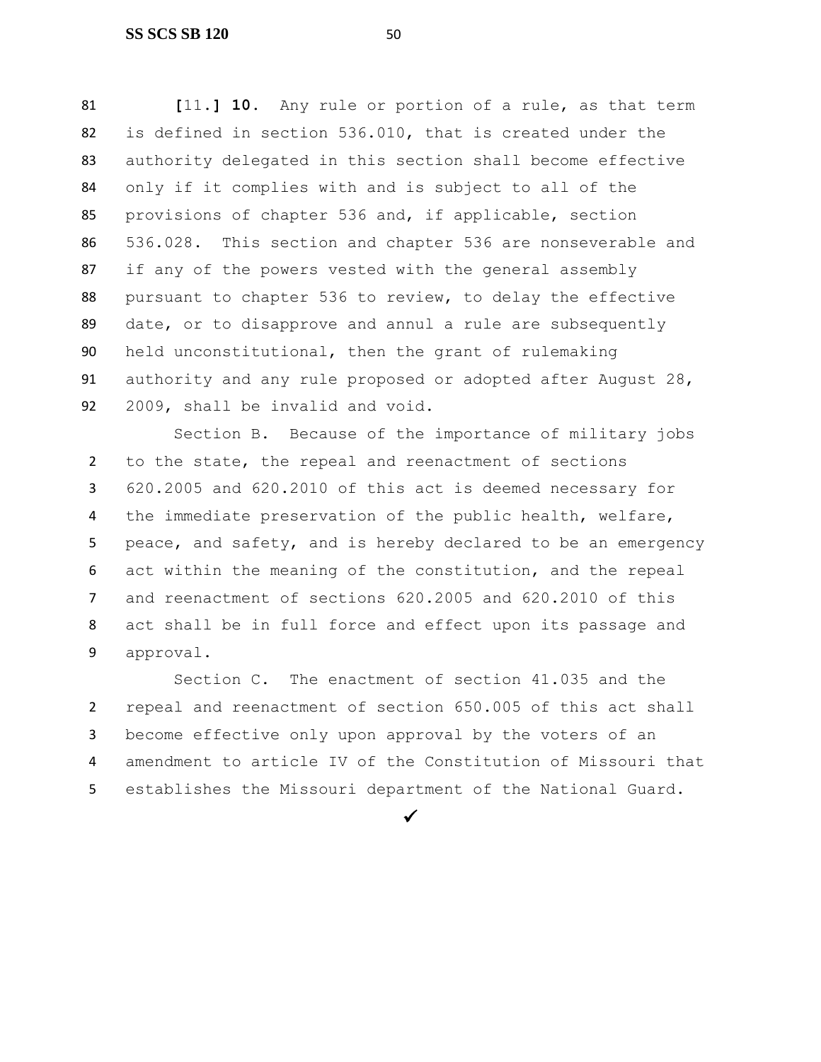[11.] **10.** Any rule or portion of a rule, as that term is defined in section 536.010, that is created under the authority delegated in this section shall become effective only if it complies with and is subject to all of the provisions of chapter 536 and, if applicable, section 536.028. This section and chapter 536 are nonseverable and if any of the powers vested with the general assembly pursuant to chapter 536 to review, to delay the effective date, or to disapprove and annul a rule are subsequently held unconstitutional, then the grant of rulemaking authority and any rule proposed or adopted after August 28, 2009, shall be invalid and void.

Section B. Because of the importance of military jobs to the state, the repeal and reenactment of sections 620.2005 and 620.2010 of this act is deemed necessary for the immediate preservation of the public health, welfare, peace, and safety, and is hereby declared to be an emergency act within the meaning of the constitution, and the repeal and reenactment of sections 620.2005 and 620.2010 of this act shall be in full force and effect upon its passage and approval.

Section C. The enactment of section 41.035 and the repeal and reenactment of section 650.005 of this act shall become effective only upon approval by the voters of an amendment to article IV of the Constitution of Missouri that establishes the Missouri department of the National Guard.

✔